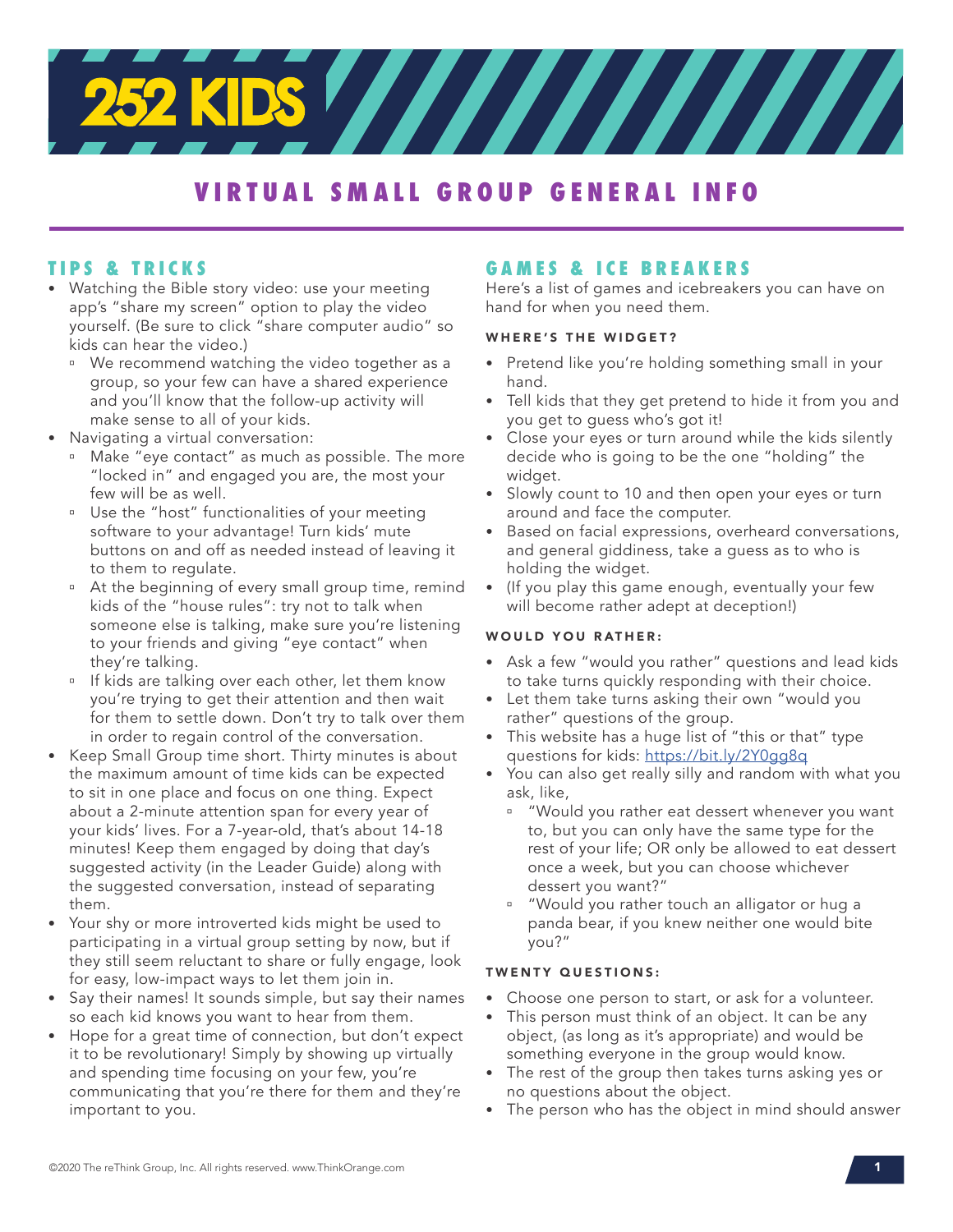# 252 KIDS

## VIRTUAL SMALL GROUP GENERAL INFO

### TIPS & TRICKS

- Watching the Bible story video: use your meeting app's "share my screen" option to play the video yourself. (Be sure to click "share computer audio" so kids can hear the video.)
  - We recommend watching the video together as a group, so your few can have a shared experience and you'll know that the follow-up activity will make sense to all of your kids.
- Navigating a virtual conversation:
  - Make "eye contact" as much as possible. The more "locked in" and engaged you are, the most your few will be as well.
  - Use the "host" functionalities of your meeting software to your advantage! Turn kids' mute buttons on and off as needed instead of leaving it to them to regulate.
  - At the beginning of every small group time, remind kids of the "house rules": try not to talk when someone else is talking, make sure you're listening to your friends and giving "eye contact" when they're talking.
  - If kids are talking over each other, let them know you're trying to get their attention and then wait for them to settle down. Don't try to talk over them in order to regain control of the conversation.
- Keep Small Group time short. Thirty minutes is about the maximum amount of time kids can be expected to sit in one place and focus on one thing. Expect about a 2-minute attention span for every year of your kids' lives. For a 7-year-old, that's about 14-18 minutes! Keep them engaged by doing that day's suggested activity (in the Leader Guide) along with the suggested conversation, instead of separating them.
- Your shy or more introverted kids might be used to participating in a virtual group setting by now, but if they still seem reluctant to share or fully engage, look for easy, low-impact ways to let them join in.
- Say their names! It sounds simple, but say their names so each kid knows you want to hear from them.
- Hope for a great time of connection, but don't expect it to be revolutionary! Simply by showing up virtually and spending time focusing on your few, you're communicating that you're there for them and they're important to you.

### GAMES & ICE BREAKERS

Here's a list of games and icebreakers you can have on hand for when you need them.

#### WHERE'S THE WIDGET?

- Pretend like you're holding something small in your hand.
- Tell kids that they get pretend to hide it from you and you get to guess who's got it!
- Close your eyes or turn around while the kids silently decide who is going to be the one "holding" the widget.
- Slowly count to 10 and then open your eyes or turn around and face the computer.
- Based on facial expressions, overheard conversations, and general giddiness, take a guess as to who is holding the widget.
- (If you play this game enough, eventually your few will become rather adept at deception!)

#### WOULD YOU RATHER:

- Ask a few "would you rather" questions and lead kids to take turns quickly responding with their choice.
- Let them take turns asking their own "would you rather" questions of the group.
- This website has a huge list of "this or that" type questions for kids: https://bit.ly/2Y0gg8q
- You can also get really silly and random with what you ask, like,
  - "Would you rather eat dessert whenever you want to, but you can only have the same type for the rest of your life; OR only be allowed to eat dessert once a week, but you can choose whichever dessert you want?"
  - "Would you rather touch an alligator or hug a panda bear, if you knew neither one would bite you?"

#### TWENTY QUESTIONS:

- Choose one person to start, or ask for a volunteer.
- This person must think of an object. It can be any object, (as long as it's appropriate) and would be something everyone in the group would know.
- The rest of the group then takes turns asking yes or no questions about the object.
- The person who has the object in mind should answer

©2020 The reThink Group, Inc. All rights reserved. www.ThinkOrange.com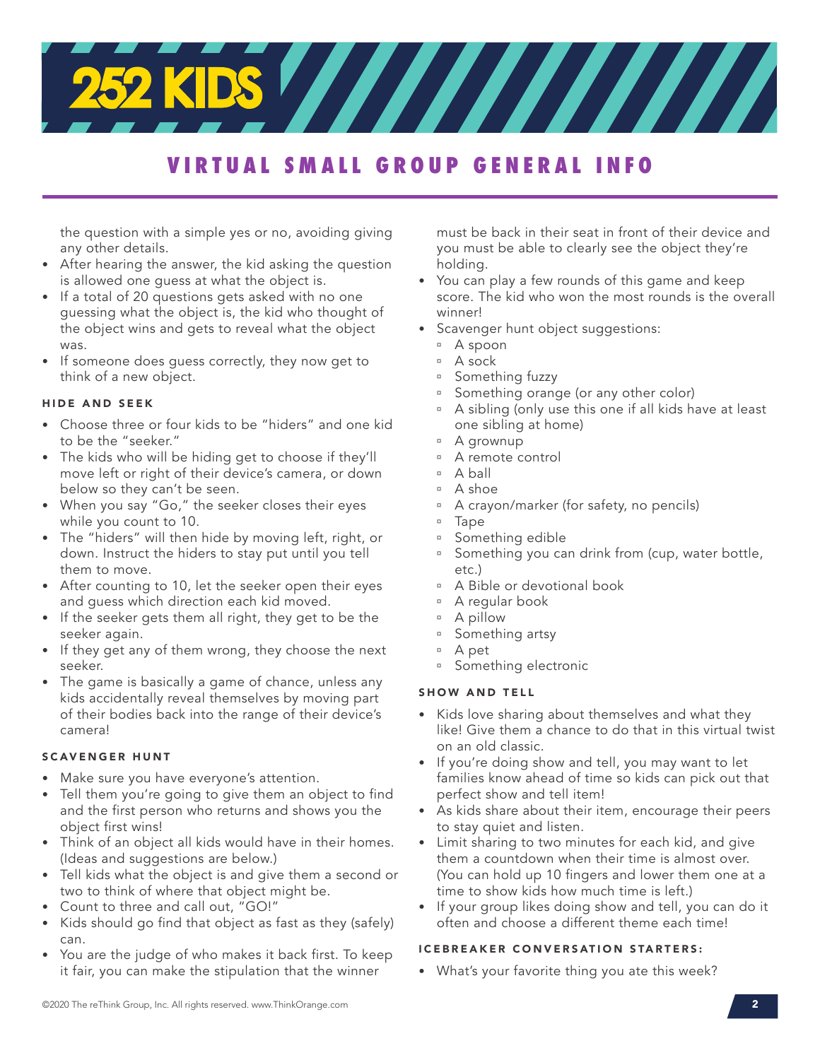# VIRTUAL SMALL GROUP GENERAL INFO

the question with a simple yes or no, avoiding giving any other details.

- After hearing the answer, the kid asking the question is allowed one guess at what the object is.
- If a total of 20 questions gets asked with no one guessing what the object is, the kid who thought of the object wins and gets to reveal what the object was.
- If someone does guess correctly, they now get to think of a new object.

#### HIDE AND SEEK

- Choose three or four kids to be "hiders" and one kid to be the "seeker."
- The kids who will be hiding get to choose if they'll move left or right of their device's camera, or down below so they can't be seen.
- When you say "Go," the seeker closes their eyes while you count to 10.
- The "hiders" will then hide by moving left, right, or down. Instruct the hiders to stay put until you tell them to move.
- After counting to 10, let the seeker open their eyes and guess which direction each kid moved.
- If the seeker gets them all right, they get to be the seeker again.
- If they get any of them wrong, they choose the next seeker.
- The game is basically a game of chance, unless any kids accidentally reveal themselves by moving part of their bodies back into the range of their device's camera!

#### SCAVENGER HUNT

- Make sure you have everyone's attention.
- Tell them you're going to give them an object to find and the first person who returns and shows you the object first wins!
- Think of an object all kids would have in their homes. (Ideas and suggestions are below.)
- Tell kids what the object is and give them a second or two to think of where that object might be.
- Count to three and call out, "GO!"
- Kids should go find that object as fast as they (safely) can.
- You are the judge of who makes it back first. To keep it fair, you can make the stipulation that the winner must be back in their seat in front of their device and you must be able to clearly see the object they're holding.
- You can play a few rounds of this game and keep score. The kid who won the most rounds is the overall winner!
- Scavenger hunt object suggestions:
  - A spoon
  - A sock
  - Something fuzzy
  - Something orange (or any other color)
  - A sibling (only use this one if all kids have at least one sibling at home)
  - A grownup
  - A remote control
  - A ball
  - A shoe
  - A crayon/marker (for safety, no pencils)
  - Tape
  - Something edible
  - Something you can drink from (cup, water bottle, etc.)
  - A Bible or devotional book
  - A regular book
  - A pillow
  - Something artsy
  - A pet
  - Something electronic

#### SHOW AND TELL

- Kids love sharing about themselves and what they like! Give them a chance to do that in this virtual twist on an old classic.
- If you're doing show and tell, you may want to let families know ahead of time so kids can pick out that perfect show and tell item!
- As kids share about their item, encourage their peers to stay quiet and listen.
- Limit sharing to two minutes for each kid, and give them a countdown when their time is almost over. (You can hold up 10 fingers and lower them one at a time to show kids how much time is left.)
- If your group likes doing show and tell, you can do it often and choose a different theme each time!

#### ICEBREAKER CONVERSATION STARTERS:

- What's your favorite thing you ate this week?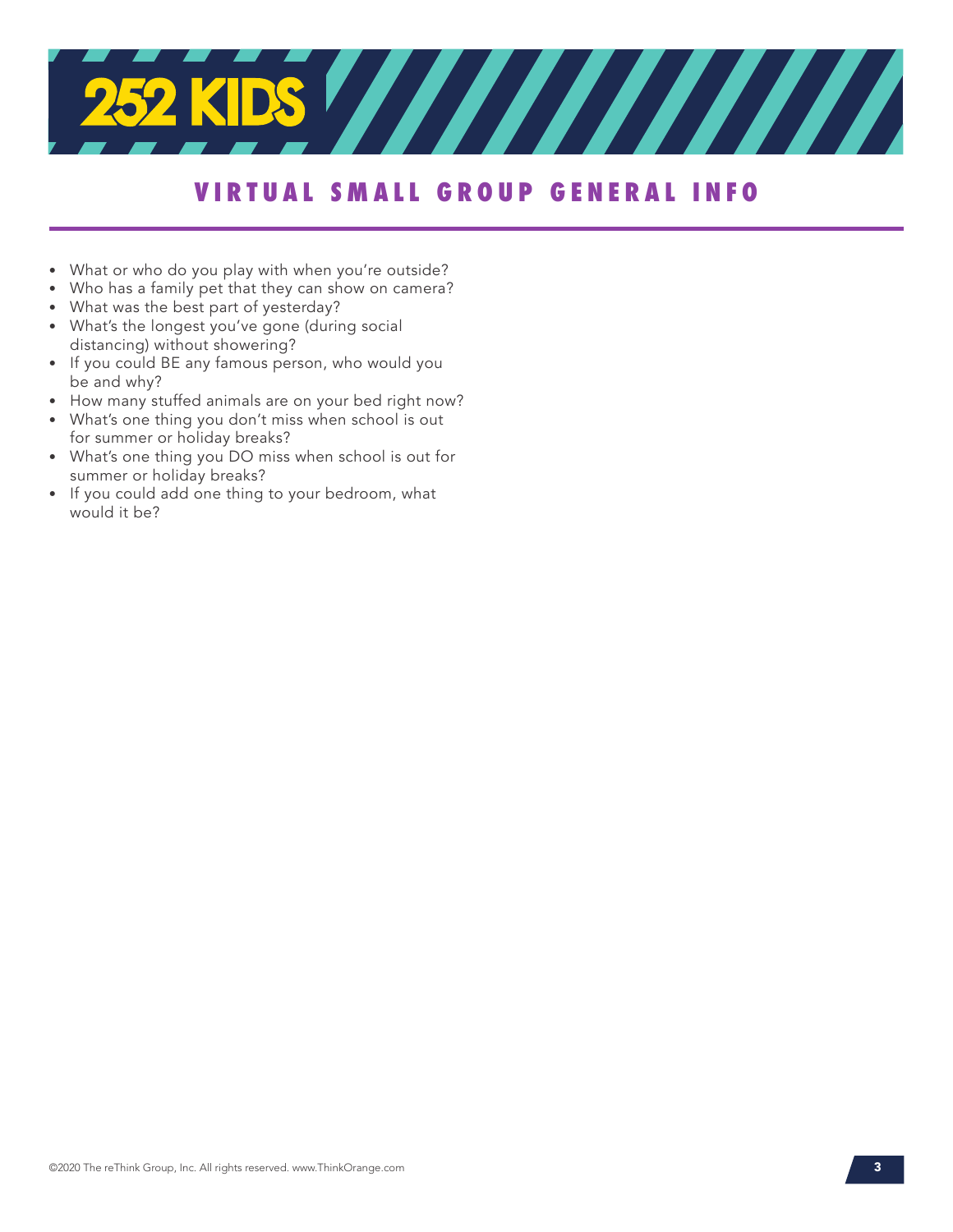# 252 KIDS

## VIRTUAL SMALL GROUP GENERAL INFO

- What or who do you play with when you're outside?
- Who has a family pet that they can show on camera?
- What was the best part of yesterday?
- What's the longest you've gone (during social distancing) without showering?
- If you could BE any famous person, who would you be and why?
- How many stuffed animals are on your bed right now?
- What's one thing you don't miss when school is out for summer or holiday breaks?
- What's one thing you DO miss when school is out for summer or holiday breaks?
- If you could add one thing to your bedroom, what would it be?

©2020 The reThink Group, Inc. All rights reserved. www.ThinkOrange.com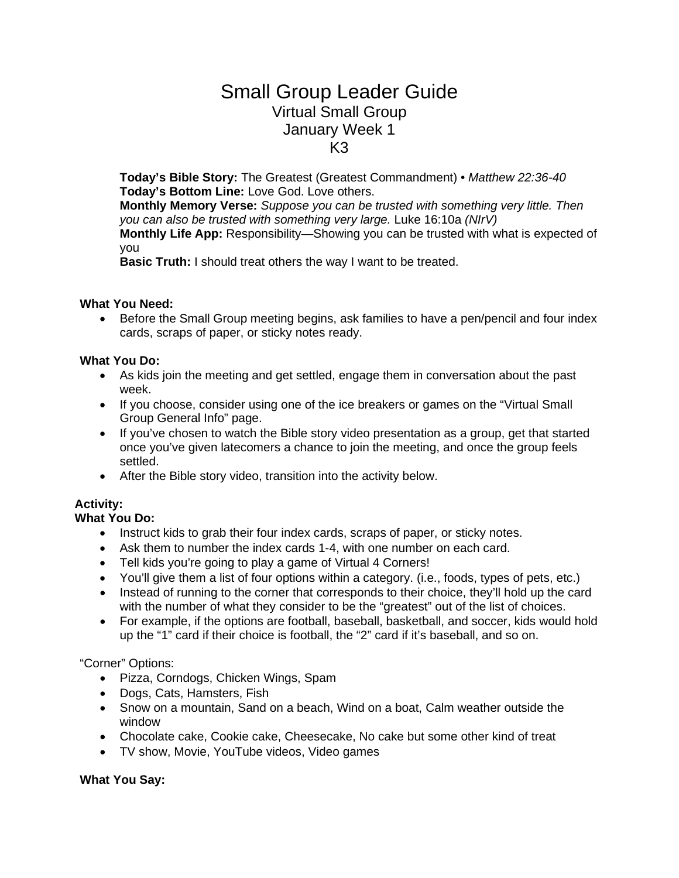# Small Group Leader Guide

## Virtual Small Group

## January Week 1

## K3

**Today's Bible Story:** The Greatest (Greatest Commandment) • *Matthew 22:36-40*
**Today's Bottom Line:** Love God. Love others.
**Monthly Memory Verse:** *Suppose you can be trusted with something very little. Then you can also be trusted with something very large.* Luke 16:10a *(NIrV)*
**Monthly Life App:** Responsibility—Showing you can be trusted with what is expected of you
**Basic Truth:** I should treat others the way I want to be treated.

**What You Need:**

- Before the Small Group meeting begins, ask families to have a pen/pencil and four index cards, scraps of paper, or sticky notes ready.

**What You Do:**

- As kids join the meeting and get settled, engage them in conversation about the past week.
- If you choose, consider using one of the ice breakers or games on the "Virtual Small Group General Info" page.
- If you've chosen to watch the Bible story video presentation as a group, get that started once you've given latecomers a chance to join the meeting, and once the group feels settled.
- After the Bible story video, transition into the activity below.

**Activity:**
**What You Do:**

- Instruct kids to grab their four index cards, scraps of paper, or sticky notes.
- Ask them to number the index cards 1-4, with one number on each card.
- Tell kids you're going to play a game of Virtual 4 Corners!
- You'll give them a list of four options within a category. (i.e., foods, types of pets, etc.)
- Instead of running to the corner that corresponds to their choice, they'll hold up the card with the number of what they consider to be the "greatest" out of the list of choices.
- For example, if the options are football, baseball, basketball, and soccer, kids would hold up the "1" card if their choice is football, the "2" card if it's baseball, and so on.

"Corner" Options:

- Pizza, Corndogs, Chicken Wings, Spam
- Dogs, Cats, Hamsters, Fish
- Snow on a mountain, Sand on a beach, Wind on a boat, Calm weather outside the window
- Chocolate cake, Cookie cake, Cheesecake, No cake but some other kind of treat
- TV show, Movie, YouTube videos, Video games

**What You Say:**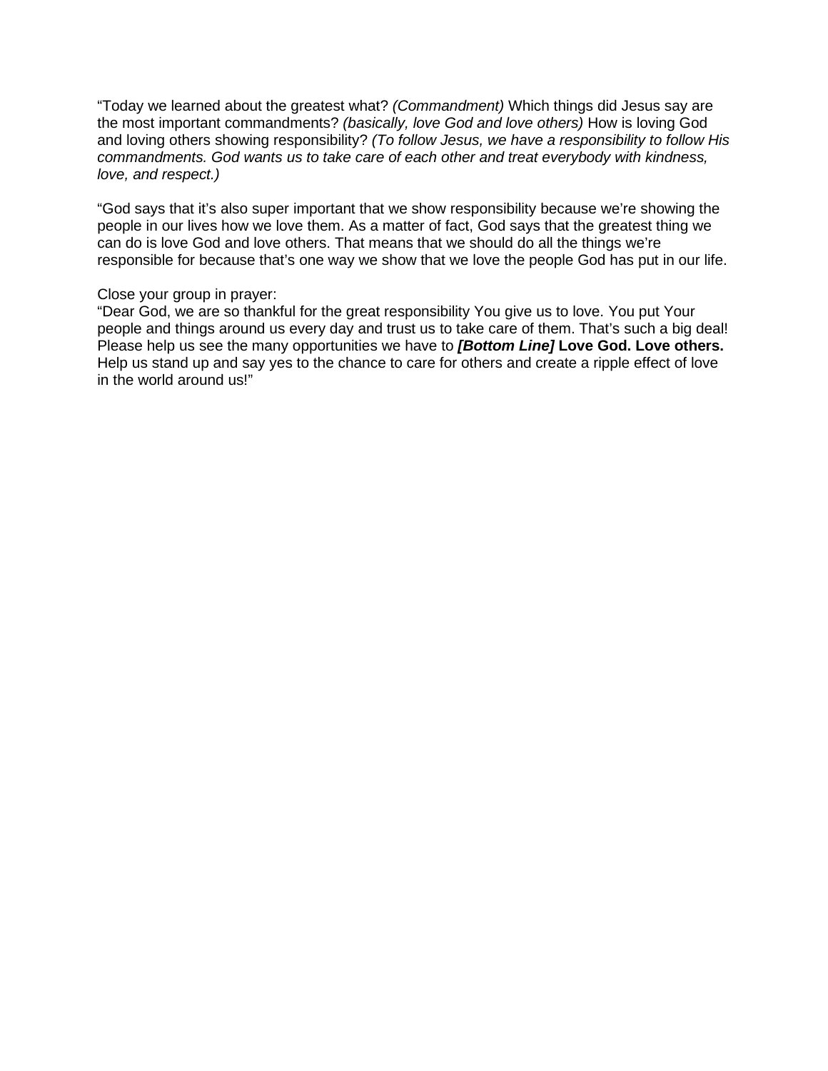“Today we learned about the greatest what? *(Commandment)* Which things did Jesus say are the most important commandments? *(basically, love God and love others)* How is loving God and loving others showing responsibility? *(To follow Jesus, we have a responsibility to follow His commandments. God wants us to take care of each other and treat everybody with kindness, love, and respect.)*

“God says that it’s also super important that we show responsibility because we’re showing the people in our lives how we love them. As a matter of fact, God says that the greatest thing we can do is love God and love others. That means that we should do all the things we’re responsible for because that’s one way we show that we love the people God has put in our life.

Close your group in prayer:
“Dear God, we are so thankful for the great responsibility You give us to love. You put Your people and things around us every day and trust us to take care of them. That’s such a big deal! Please help us see the many opportunities we have to ***[Bottom Line]*** **Love God. Love others.** Help us stand up and say yes to the chance to care for others and create a ripple effect of love in the world around us!”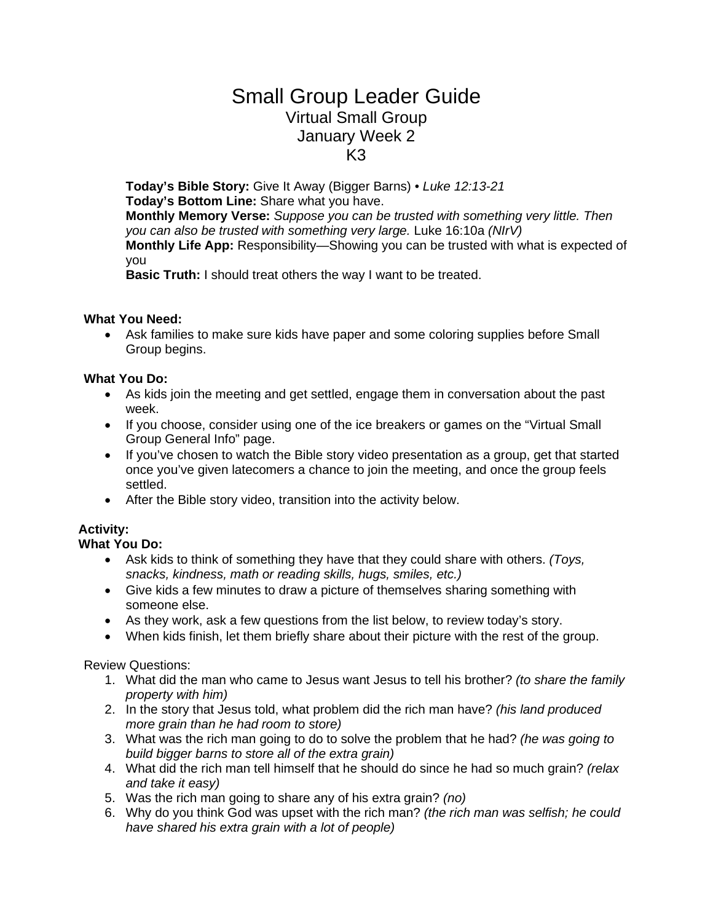# Small Group Leader Guide

## Virtual Small Group

## January Week 2

## K3

**Today's Bible Story:** Give It Away (Bigger Barns) • *Luke 12:13-21*
**Today's Bottom Line:** Share what you have.
**Monthly Memory Verse:** *Suppose you can be trusted with something very little. Then you can also be trusted with something very large.* Luke 16:10a *(NIrV)*
**Monthly Life App:** Responsibility—Showing you can be trusted with what is expected of you
**Basic Truth:** I should treat others the way I want to be treated.

**What You Need:**

- Ask families to make sure kids have paper and some coloring supplies before Small Group begins.

**What You Do:**

- As kids join the meeting and get settled, engage them in conversation about the past week.
- If you choose, consider using one of the ice breakers or games on the "Virtual Small Group General Info" page.
- If you've chosen to watch the Bible story video presentation as a group, get that started once you've given latecomers a chance to join the meeting, and once the group feels settled.
- After the Bible story video, transition into the activity below.

**Activity:**
**What You Do:**

- Ask kids to think of something they have that they could share with others. *(Toys, snacks, kindness, math or reading skills, hugs, smiles, etc.)*
- Give kids a few minutes to draw a picture of themselves sharing something with someone else.
- As they work, ask a few questions from the list below, to review today's story.
- When kids finish, let them briefly share about their picture with the rest of the group.

Review Questions:

1. What did the man who came to Jesus want Jesus to tell his brother? *(to share the family property with him)*
2. In the story that Jesus told, what problem did the rich man have? *(his land produced more grain than he had room to store)*
3. What was the rich man going to do to solve the problem that he had? *(he was going to build bigger barns to store all of the extra grain)*
4. What did the rich man tell himself that he should do since he had so much grain? *(relax and take it easy)*
5. Was the rich man going to share any of his extra grain? *(no)*
6. Why do you think God was upset with the rich man? *(the rich man was selfish; he could have shared his extra grain with a lot of people)*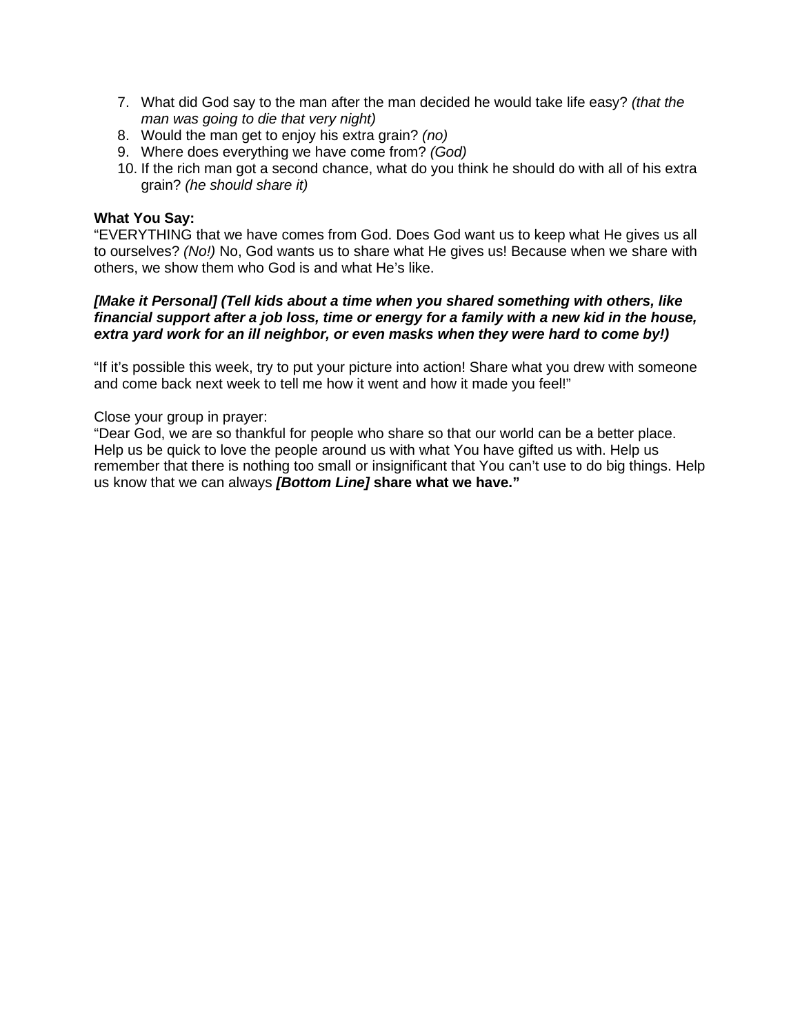7. What did God say to the man after the man decided he would take life easy? *(that the man was going to die that very night)*
8. Would the man get to enjoy his extra grain? *(no)*
9. Where does everything we have come from? *(God)*
10. If the rich man got a second chance, what do you think he should do with all of his extra grain? *(he should share it)*

**What You Say:**
"EVERYTHING that we have comes from God. Does God want us to keep what He gives us all to ourselves? *(No!)* No, God wants us to share what He gives us! Because when we share with others, we show them who God is and what He's like.

***[Make it Personal] (Tell kids about a time when you shared something with others, like financial support after a job loss, time or energy for a family with a new kid in the house, extra yard work for an ill neighbor, or even masks when they were hard to come by!)***

"If it's possible this week, try to put your picture into action! Share what you drew with someone and come back next week to tell me how it went and how it made you feel!"

Close your group in prayer:
"Dear God, we are so thankful for people who share so that our world can be a better place. Help us be quick to love the people around us with what You have gifted us with. Help us remember that there is nothing too small or insignificant that You can't use to do big things. Help us know that we can always ***[Bottom Line]*** **share what we have."**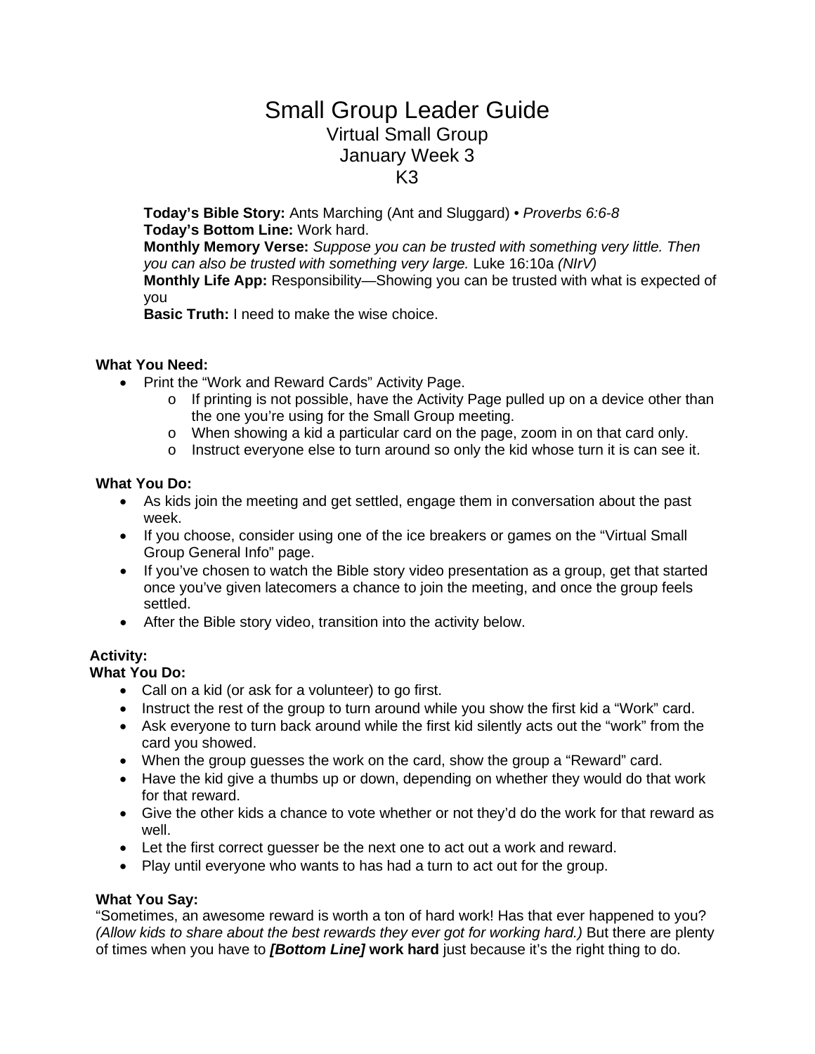# Small Group Leader Guide

## Virtual Small Group
## January Week 3
## K3

**Today's Bible Story:** Ants Marching (Ant and Sluggard) • *Proverbs 6:6-8*
**Today's Bottom Line:** Work hard.
**Monthly Memory Verse:** *Suppose you can be trusted with something very little. Then you can also be trusted with something very large.* Luke 16:10a *(NIrV)*
**Monthly Life App:** Responsibility—Showing you can be trusted with what is expected of you
**Basic Truth:** I need to make the wise choice.

**What You Need:**

- Print the "Work and Reward Cards" Activity Page.
  - If printing is not possible, have the Activity Page pulled up on a device other than the one you're using for the Small Group meeting.
  - When showing a kid a particular card on the page, zoom in on that card only.
  - Instruct everyone else to turn around so only the kid whose turn it is can see it.

**What You Do:**

- As kids join the meeting and get settled, engage them in conversation about the past week.
- If you choose, consider using one of the ice breakers or games on the "Virtual Small Group General Info" page.
- If you've chosen to watch the Bible story video presentation as a group, get that started once you've given latecomers a chance to join the meeting, and once the group feels settled.
- After the Bible story video, transition into the activity below.

**Activity:**
**What You Do:**

- Call on a kid (or ask for a volunteer) to go first.
- Instruct the rest of the group to turn around while you show the first kid a "Work" card.
- Ask everyone to turn back around while the first kid silently acts out the "work" from the card you showed.
- When the group guesses the work on the card, show the group a "Reward" card.
- Have the kid give a thumbs up or down, depending on whether they would do that work for that reward.
- Give the other kids a chance to vote whether or not they'd do the work for that reward as well.
- Let the first correct guesser be the next one to act out a work and reward.
- Play until everyone who wants to has had a turn to act out for the group.

**What You Say:**
"Sometimes, an awesome reward is worth a ton of hard work! Has that ever happened to you? *(Allow kids to share about the best rewards they ever got for working hard.)* But there are plenty of times when you have to ***[Bottom Line]*** **work hard** just because it's the right thing to do.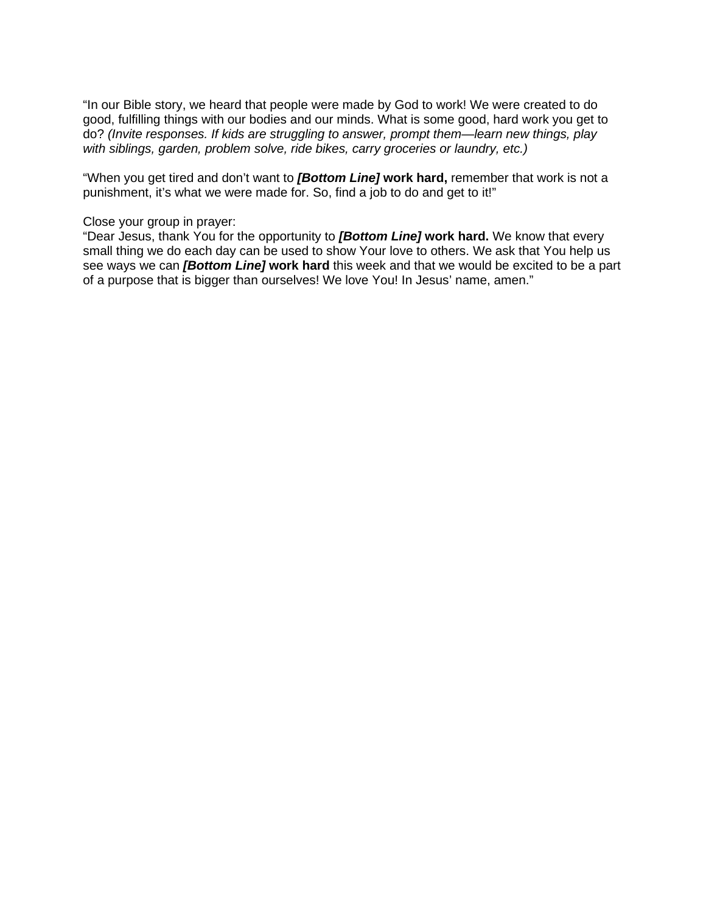"In our Bible story, we heard that people were made by God to work! We were created to do good, fulfilling things with our bodies and our minds. What is some good, hard work you get to do? *(Invite responses. If kids are struggling to answer, prompt them—learn new things, play with siblings, garden, problem solve, ride bikes, carry groceries or laundry, etc.)*

"When you get tired and don't want to ***[Bottom Line]*** **work hard,** remember that work is not a punishment, it's what we were made for. So, find a job to do and get to it!"

Close your group in prayer:
"Dear Jesus, thank You for the opportunity to ***[Bottom Line]*** **work hard.** We know that every small thing we do each day can be used to show Your love to others. We ask that You help us see ways we can ***[Bottom Line]*** **work hard** this week and that we would be excited to be a part of a purpose that is bigger than ourselves! We love You! In Jesus' name, amen."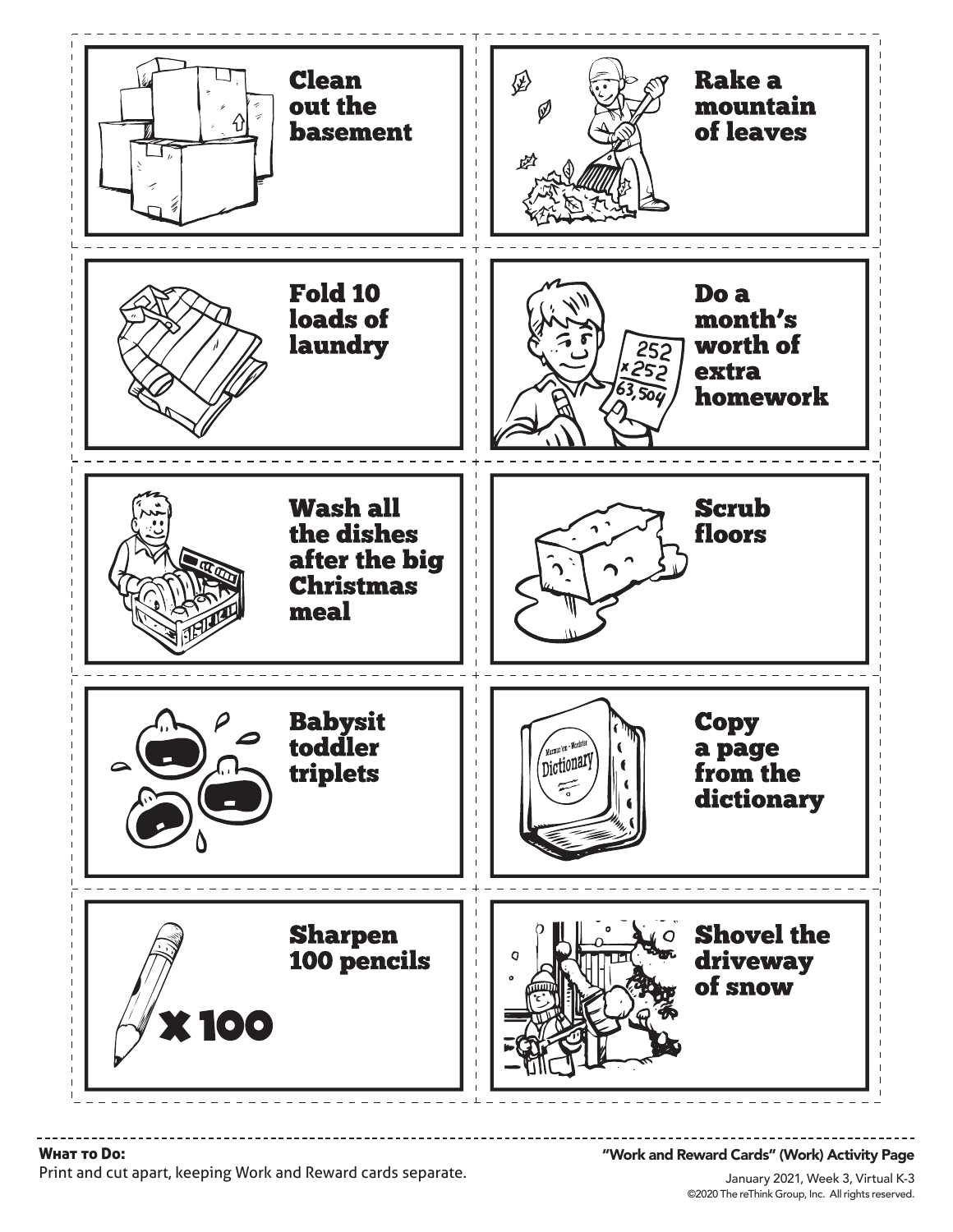Clean out the basement

Rake a mountain of leaves

Fold 10 loads of laundry

Do a month's worth of extra homework

Wash all the dishes after the big Christmas meal

Scrub floors

Babysit toddler triplets

Copy a page from the dictionary

Sharpen 100 pencils

Shovel the driveway of snow

**What to Do:**
Print and cut apart, keeping Work and Reward cards separate.

"Work and Reward Cards" (Work) Activity Page

January 2021, Week 3, Virtual K-3
©2020 The reThink Group, Inc. All rights reserved.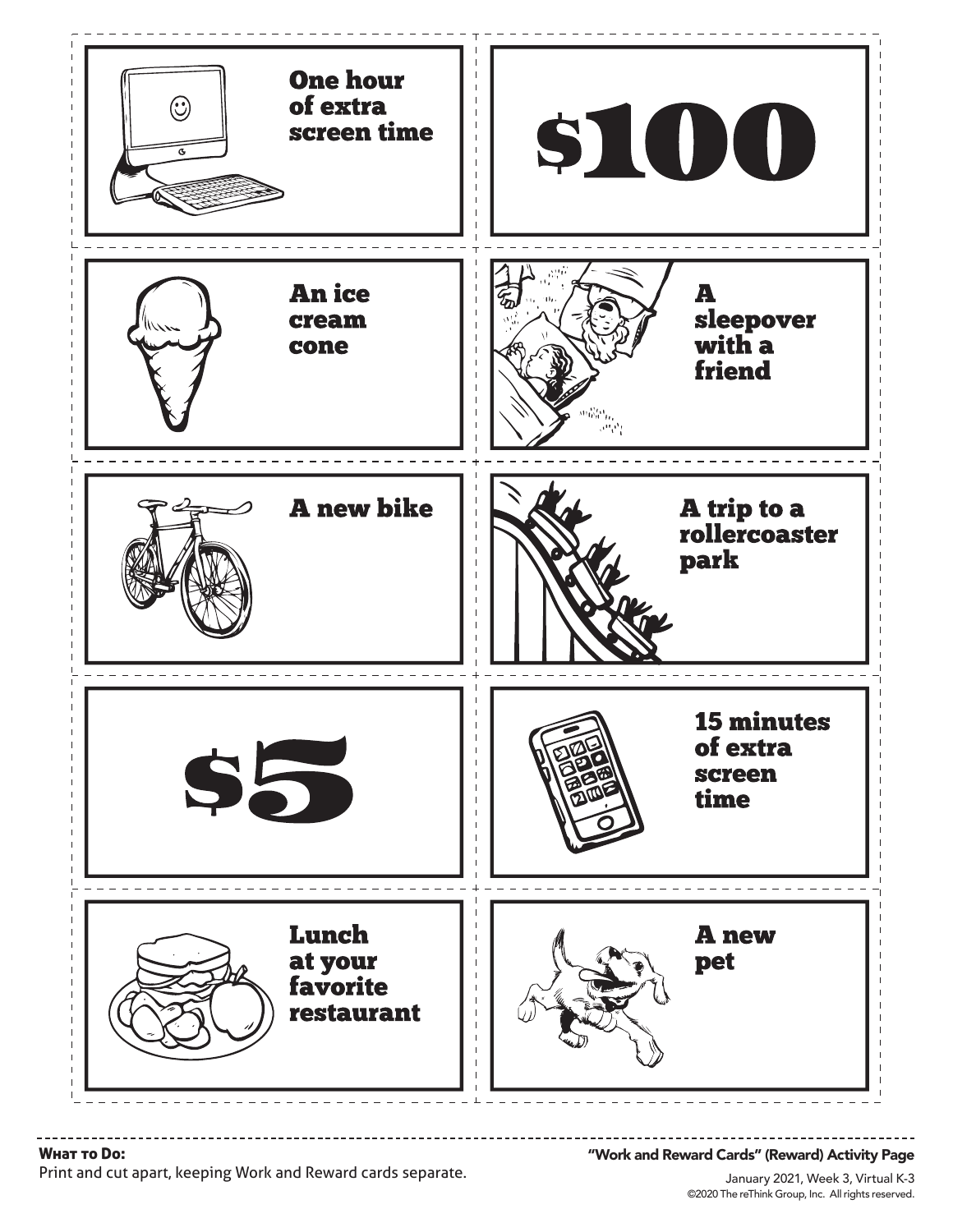One hour of extra screen time

$100

An ice cream cone

A sleepover with a friend

A new bike

A trip to a rollercoaster park

$5

15 minutes of extra screen time

Lunch at your favorite restaurant

A new pet

**What to Do:**
Print and cut apart, keeping Work and Reward cards separate.

"Work and Reward Cards" (Reward) Activity Page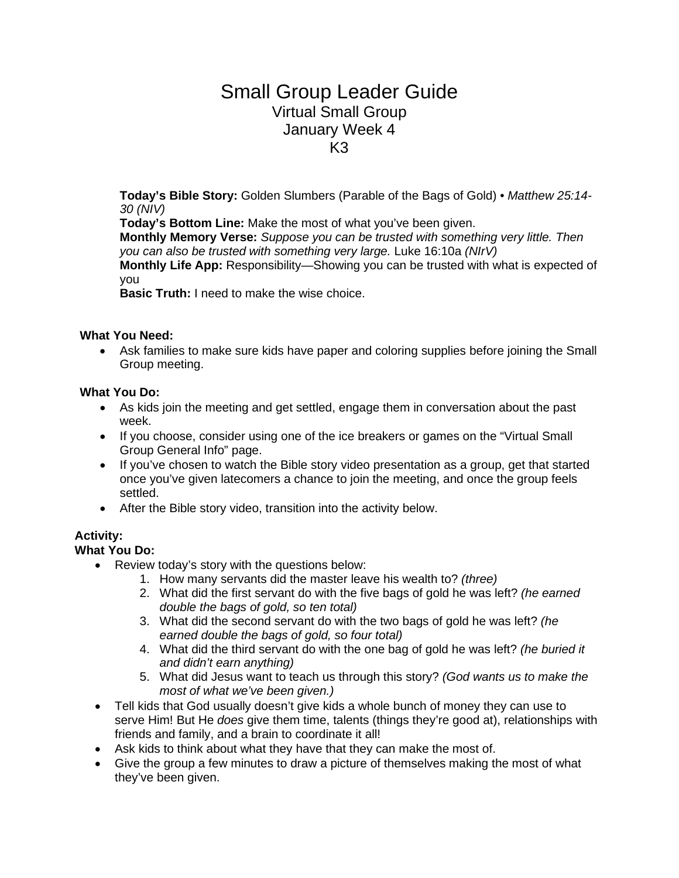# Small Group Leader Guide

## Virtual Small Group
## January Week 4
## K3

**Today's Bible Story:** Golden Slumbers (Parable of the Bags of Gold) • *Matthew 25:14-30 (NIV)*
**Today's Bottom Line:** Make the most of what you've been given.
**Monthly Memory Verse:** *Suppose you can be trusted with something very little. Then you can also be trusted with something very large.* Luke 16:10a *(NIrV)*
**Monthly Life App:** Responsibility—Showing you can be trusted with what is expected of you
**Basic Truth:** I need to make the wise choice.

**What You Need:**

- Ask families to make sure kids have paper and coloring supplies before joining the Small Group meeting.

**What You Do:**

- As kids join the meeting and get settled, engage them in conversation about the past week.
- If you choose, consider using one of the ice breakers or games on the "Virtual Small Group General Info" page.
- If you've chosen to watch the Bible story video presentation as a group, get that started once you've given latecomers a chance to join the meeting, and once the group feels settled.
- After the Bible story video, transition into the activity below.

**Activity:**
**What You Do:**

- Review today's story with the questions below:
  1. How many servants did the master leave his wealth to? *(three)*
  2. What did the first servant do with the five bags of gold he was left? *(he earned double the bags of gold, so ten total)*
  3. What did the second servant do with the two bags of gold he was left? *(he earned double the bags of gold, so four total)*
  4. What did the third servant do with the one bag of gold he was left? *(he buried it and didn't earn anything)*
  5. What did Jesus want to teach us through this story? *(God wants us to make the most of what we've been given.)*
- Tell kids that God usually doesn't give kids a whole bunch of money they can use to serve Him! But He *does* give them time, talents (things they're good at), relationships with friends and family, and a brain to coordinate it all!
- Ask kids to think about what they have that they can make the most of.
- Give the group a few minutes to draw a picture of themselves making the most of what they've been given.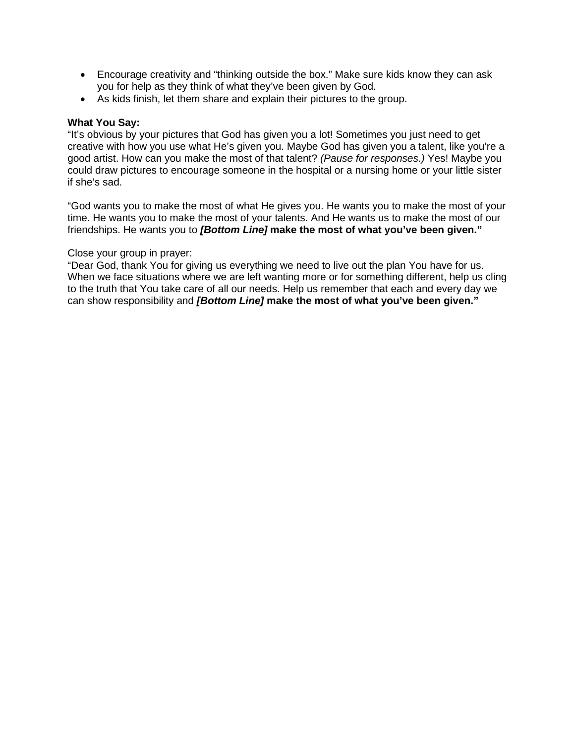- Encourage creativity and “thinking outside the box.” Make sure kids know they can ask you for help as they think of what they’ve been given by God.
- As kids finish, let them share and explain their pictures to the group.

**What You Say:**
“It’s obvious by your pictures that God has given you a lot! Sometimes you just need to get creative with how you use what He’s given you. Maybe God has given you a talent, like you’re a good artist. How can you make the most of that talent? *(Pause for responses.)* Yes! Maybe you could draw pictures to encourage someone in the hospital or a nursing home or your little sister if she’s sad.

“God wants you to make the most of what He gives you. He wants you to make the most of your time. He wants you to make the most of your talents. And He wants us to make the most of our friendships. He wants you to ***[Bottom Line]*** **make the most of what you’ve been given.”**

Close your group in prayer:
“Dear God, thank You for giving us everything we need to live out the plan You have for us. When we face situations where we are left wanting more or for something different, help us cling to the truth that You take care of all our needs. Help us remember that each and every day we can show responsibility and ***[Bottom Line]*** **make the most of what you’ve been given.”**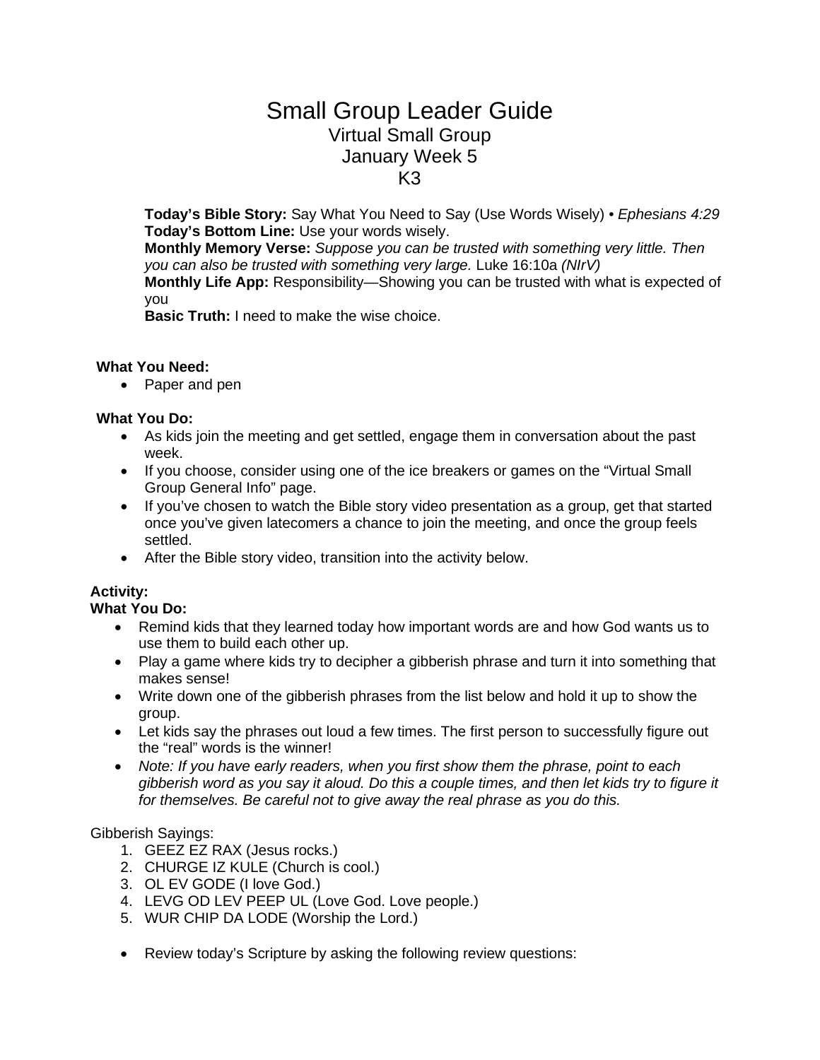# Small Group Leader Guide
## Virtual Small Group
## January Week 5
## K3

**Today's Bible Story:** Say What You Need to Say (Use Words Wisely) • *Ephesians 4:29*
**Today's Bottom Line:** Use your words wisely.
**Monthly Memory Verse:** *Suppose you can be trusted with something very little. Then you can also be trusted with something very large.* Luke 16:10a *(NIrV)*
**Monthly Life App:** Responsibility—Showing you can be trusted with what is expected of you
**Basic Truth:** I need to make the wise choice.

**What You Need:**

- Paper and pen

**What You Do:**

- As kids join the meeting and get settled, engage them in conversation about the past week.
- If you choose, consider using one of the ice breakers or games on the "Virtual Small Group General Info" page.
- If you've chosen to watch the Bible story video presentation as a group, get that started once you've given latecomers a chance to join the meeting, and once the group feels settled.
- After the Bible story video, transition into the activity below.

**Activity:**
**What You Do:**

- Remind kids that they learned today how important words are and how God wants us to use them to build each other up.
- Play a game where kids try to decipher a gibberish phrase and turn it into something that makes sense!
- Write down one of the gibberish phrases from the list below and hold it up to show the group.
- Let kids say the phrases out loud a few times. The first person to successfully figure out the "real" words is the winner!
- *Note: If you have early readers, when you first show them the phrase, point to each gibberish word as you say it aloud. Do this a couple times, and then let kids try to figure it for themselves. Be careful not to give away the real phrase as you do this.*

Gibberish Sayings:

1. GEEZ EZ RAX (Jesus rocks.)
2. CHURGE IZ KULE (Church is cool.)
3. OL EV GODE (I love God.)
4. LEVG OD LEV PEEP UL (Love God. Love people.)
5. WUR CHIP DA LODE (Worship the Lord.)

- Review today's Scripture by asking the following review questions: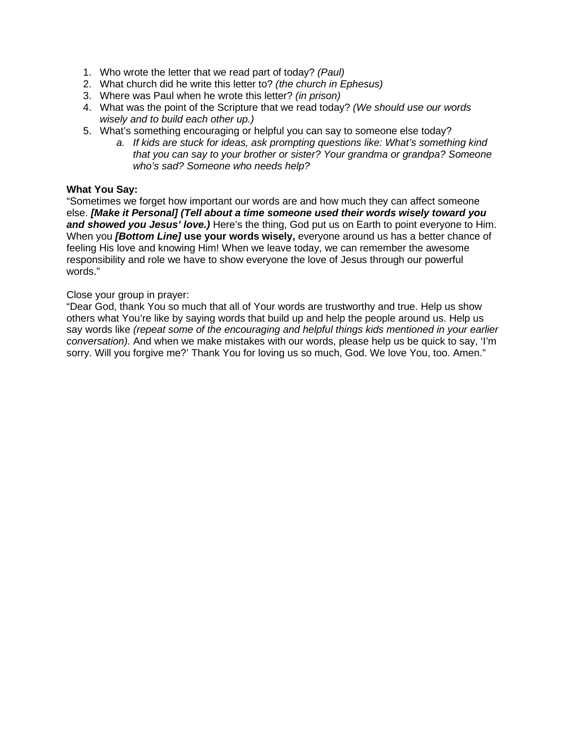1. Who wrote the letter that we read part of today? *(Paul)*
2. What church did he write this letter to? *(the church in Ephesus)*
3. Where was Paul when he wrote this letter? *(in prison)*
4. What was the point of the Scripture that we read today? *(We should use our words wisely and to build each other up.)*
5. What's something encouraging or helpful you can say to someone else today?
    a. *If kids are stuck for ideas, ask prompting questions like: What's something kind that you can say to your brother or sister? Your grandma or grandpa? Someone who's sad? Someone who needs help?*

**What You Say:**
"Sometimes we forget how important our words are and how much they can affect someone else. ***[Make it Personal] (Tell about a time someone used their words wisely toward you and showed you Jesus' love.)*** Here's the thing, God put us on Earth to point everyone to Him. When you ***[Bottom Line]*** **use your words wisely,** everyone around us has a better chance of feeling His love and knowing Him! When we leave today, we can remember the awesome responsibility and role we have to show everyone the love of Jesus through our powerful words."

Close your group in prayer:
"Dear God, thank You so much that all of Your words are trustworthy and true. Help us show others what You're like by saying words that build up and help the people around us. Help us say words like *(repeat some of the encouraging and helpful things kids mentioned in your earlier conversation).* And when we make mistakes with our words, please help us be quick to say, 'I'm sorry. Will you forgive me?' Thank You for loving us so much, God. We love You, too. Amen."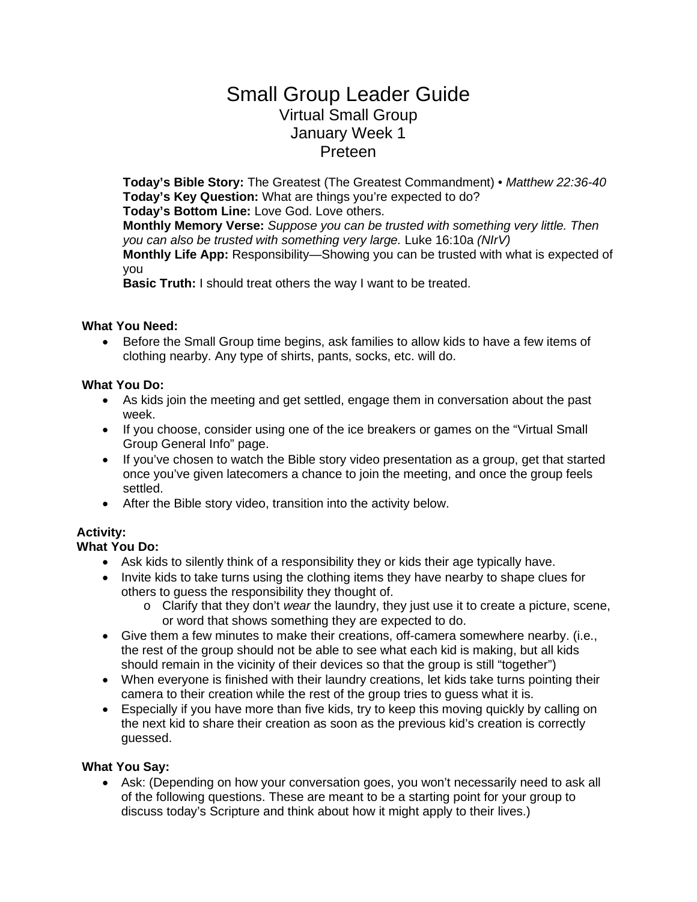# Small Group Leader Guide

## Virtual Small Group
## January Week 1
## Preteen

**Today's Bible Story:** The Greatest (The Greatest Commandment) • *Matthew 22:36-40*
**Today's Key Question:** What are things you're expected to do?
**Today's Bottom Line:** Love God. Love others.
**Monthly Memory Verse:** *Suppose you can be trusted with something very little. Then you can also be trusted with something very large.* Luke 16:10a *(NIrV)*
**Monthly Life App:** Responsibility—Showing you can be trusted with what is expected of you
**Basic Truth:** I should treat others the way I want to be treated.

**What You Need:**

- Before the Small Group time begins, ask families to allow kids to have a few items of clothing nearby. Any type of shirts, pants, socks, etc. will do.

**What You Do:**

- As kids join the meeting and get settled, engage them in conversation about the past week.
- If you choose, consider using one of the ice breakers or games on the "Virtual Small Group General Info" page.
- If you've chosen to watch the Bible story video presentation as a group, get that started once you've given latecomers a chance to join the meeting, and once the group feels settled.
- After the Bible story video, transition into the activity below.

**Activity:**
**What You Do:**

- Ask kids to silently think of a responsibility they or kids their age typically have.
- Invite kids to take turns using the clothing items they have nearby to shape clues for others to guess the responsibility they thought of.
  - Clarify that they don't *wear* the laundry, they just use it to create a picture, scene, or word that shows something they are expected to do.
- Give them a few minutes to make their creations, off-camera somewhere nearby. (i.e., the rest of the group should not be able to see what each kid is making, but all kids should remain in the vicinity of their devices so that the group is still "together")
- When everyone is finished with their laundry creations, let kids take turns pointing their camera to their creation while the rest of the group tries to guess what it is.
- Especially if you have more than five kids, try to keep this moving quickly by calling on the next kid to share their creation as soon as the previous kid's creation is correctly guessed.

**What You Say:**

- Ask: (Depending on how your conversation goes, you won't necessarily need to ask all of the following questions. These are meant to be a starting point for your group to discuss today's Scripture and think about how it might apply to their lives.)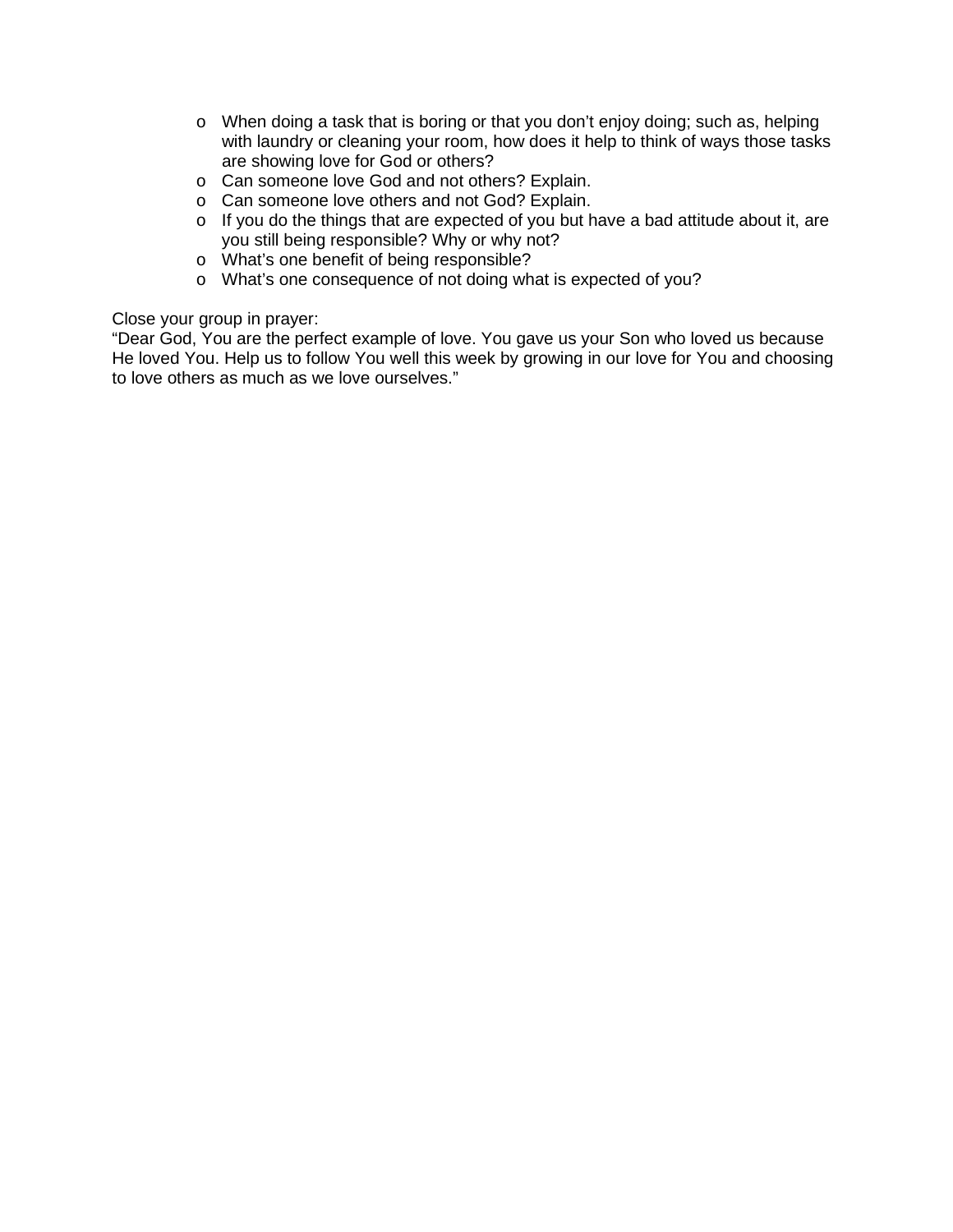- When doing a task that is boring or that you don't enjoy doing; such as, helping with laundry or cleaning your room, how does it help to think of ways those tasks are showing love for God or others?
- Can someone love God and not others? Explain.
- Can someone love others and not God? Explain.
- If you do the things that are expected of you but have a bad attitude about it, are you still being responsible? Why or why not?
- What's one benefit of being responsible?
- What's one consequence of not doing what is expected of you?

Close your group in prayer:
"Dear God, You are the perfect example of love. You gave us your Son who loved us because He loved You. Help us to follow You well this week by growing in our love for You and choosing to love others as much as we love ourselves."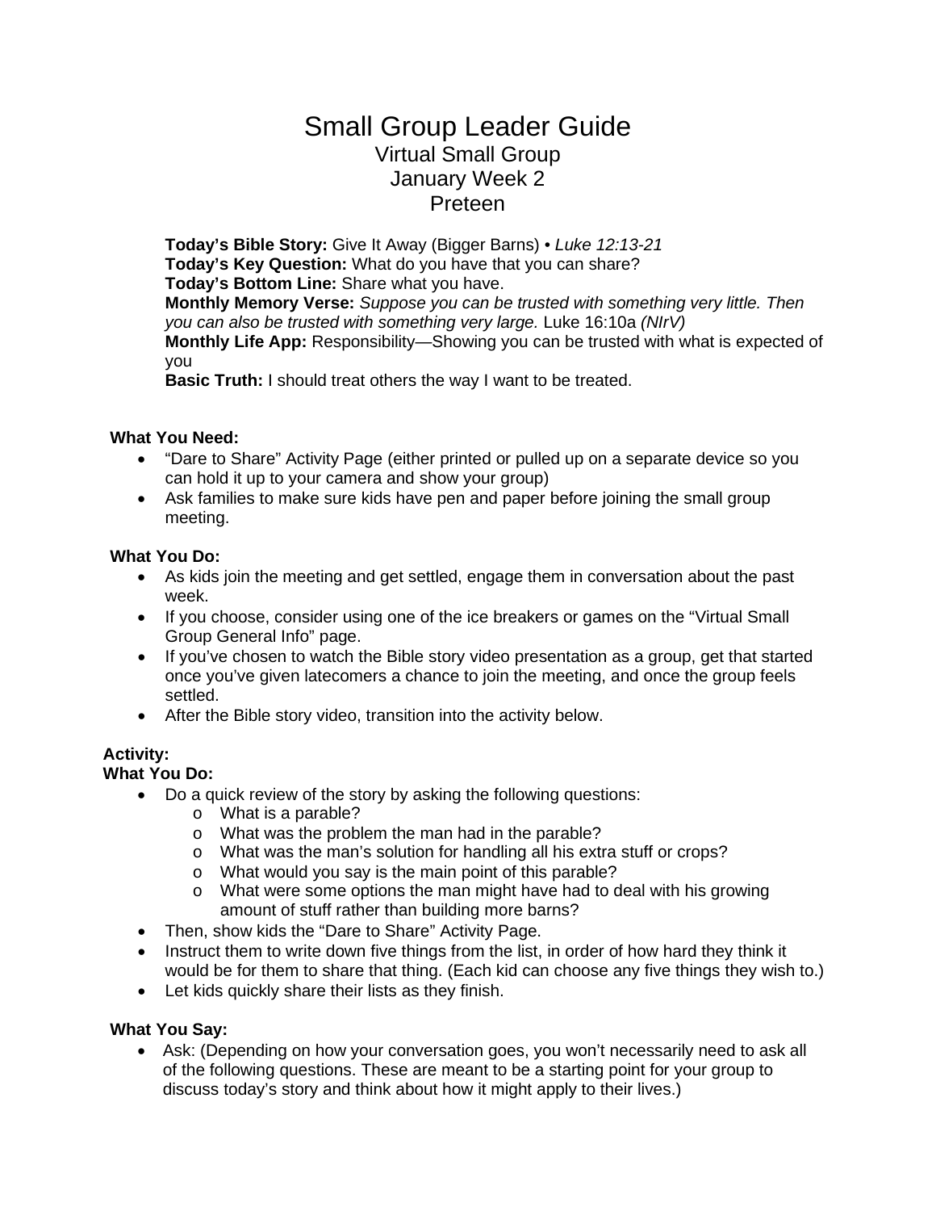# Small Group Leader Guide

## Virtual Small Group
## January Week 2
## Preteen

**Today's Bible Story:** Give It Away (Bigger Barns) • *Luke 12:13-21*
**Today's Key Question:** What do you have that you can share?
**Today's Bottom Line:** Share what you have.
**Monthly Memory Verse:** *Suppose you can be trusted with something very little. Then you can also be trusted with something very large.* Luke 16:10a *(NIrV)*
**Monthly Life App:** Responsibility—Showing you can be trusted with what is expected of you
**Basic Truth:** I should treat others the way I want to be treated.

**What You Need:**

- "Dare to Share" Activity Page (either printed or pulled up on a separate device so you can hold it up to your camera and show your group)
- Ask families to make sure kids have pen and paper before joining the small group meeting.

**What You Do:**

- As kids join the meeting and get settled, engage them in conversation about the past week.
- If you choose, consider using one of the ice breakers or games on the "Virtual Small Group General Info" page.
- If you've chosen to watch the Bible story video presentation as a group, get that started once you've given latecomers a chance to join the meeting, and once the group feels settled.
- After the Bible story video, transition into the activity below.

**Activity:**
**What You Do:**

- Do a quick review of the story by asking the following questions:
  - What is a parable?
  - What was the problem the man had in the parable?
  - What was the man's solution for handling all his extra stuff or crops?
  - What would you say is the main point of this parable?
  - What were some options the man might have had to deal with his growing amount of stuff rather than building more barns?
- Then, show kids the "Dare to Share" Activity Page.
- Instruct them to write down five things from the list, in order of how hard they think it would be for them to share that thing. (Each kid can choose any five things they wish to.)
- Let kids quickly share their lists as they finish.

**What You Say:**

- Ask: (Depending on how your conversation goes, you won't necessarily need to ask all of the following questions. These are meant to be a starting point for your group to discuss today's story and think about how it might apply to their lives.)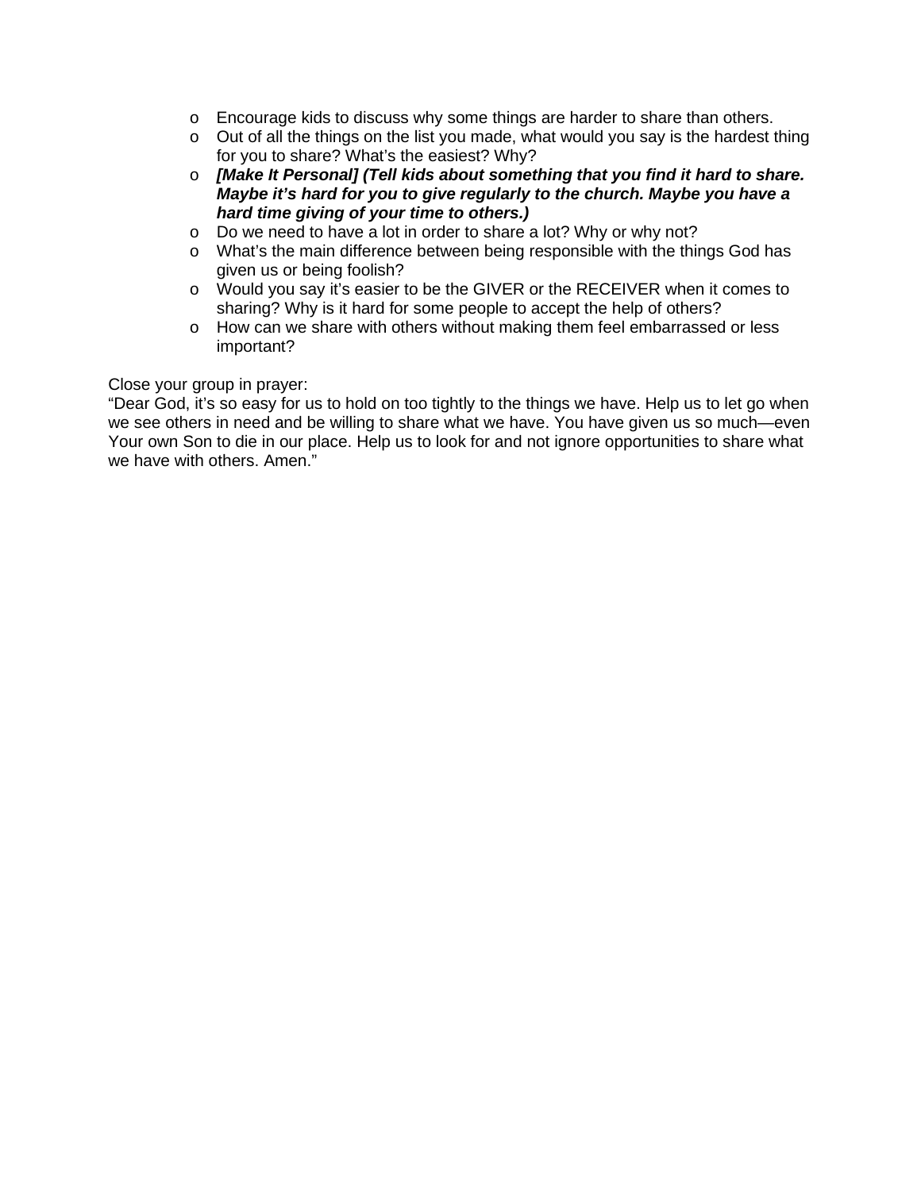- Encourage kids to discuss why some things are harder to share than others.
- Out of all the things on the list you made, what would you say is the hardest thing for you to share? What's the easiest? Why?
- ***[Make It Personal] (Tell kids about something that you find it hard to share. Maybe it's hard for you to give regularly to the church. Maybe you have a hard time giving of your time to others.)***
- Do we need to have a lot in order to share a lot? Why or why not?
- What's the main difference between being responsible with the things God has given us or being foolish?
- Would you say it's easier to be the GIVER or the RECEIVER when it comes to sharing? Why is it hard for some people to accept the help of others?
- How can we share with others without making them feel embarrassed or less important?

Close your group in prayer:
"Dear God, it's so easy for us to hold on too tightly to the things we have. Help us to let go when we see others in need and be willing to share what we have. You have given us so much—even Your own Son to die in our place. Help us to look for and not ignore opportunities to share what we have with others. Amen."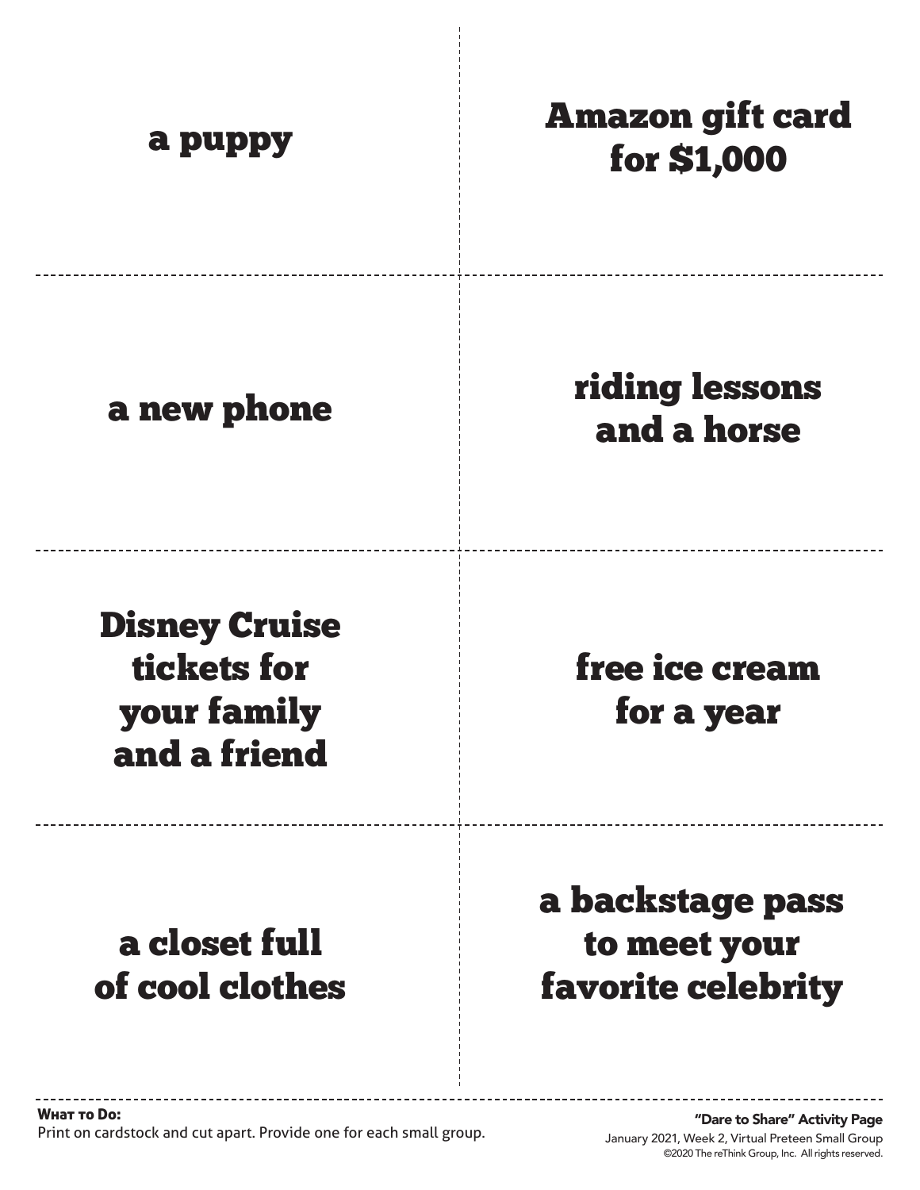a puppy

Amazon gift card for $1,000

a new phone

riding lessons and a horse

Disney Cruise tickets for your family and a friend

free ice cream for a year

a closet full of cool clothes

a backstage pass to meet your favorite celebrity

**What to Do:**
Print on cardstock and cut apart. Provide one for each small group.

**"Dare to Share" Activity Page**
January 2021, Week 2, Virtual Preteen Small Group
©2020 The reThink Group, Inc. All rights reserved.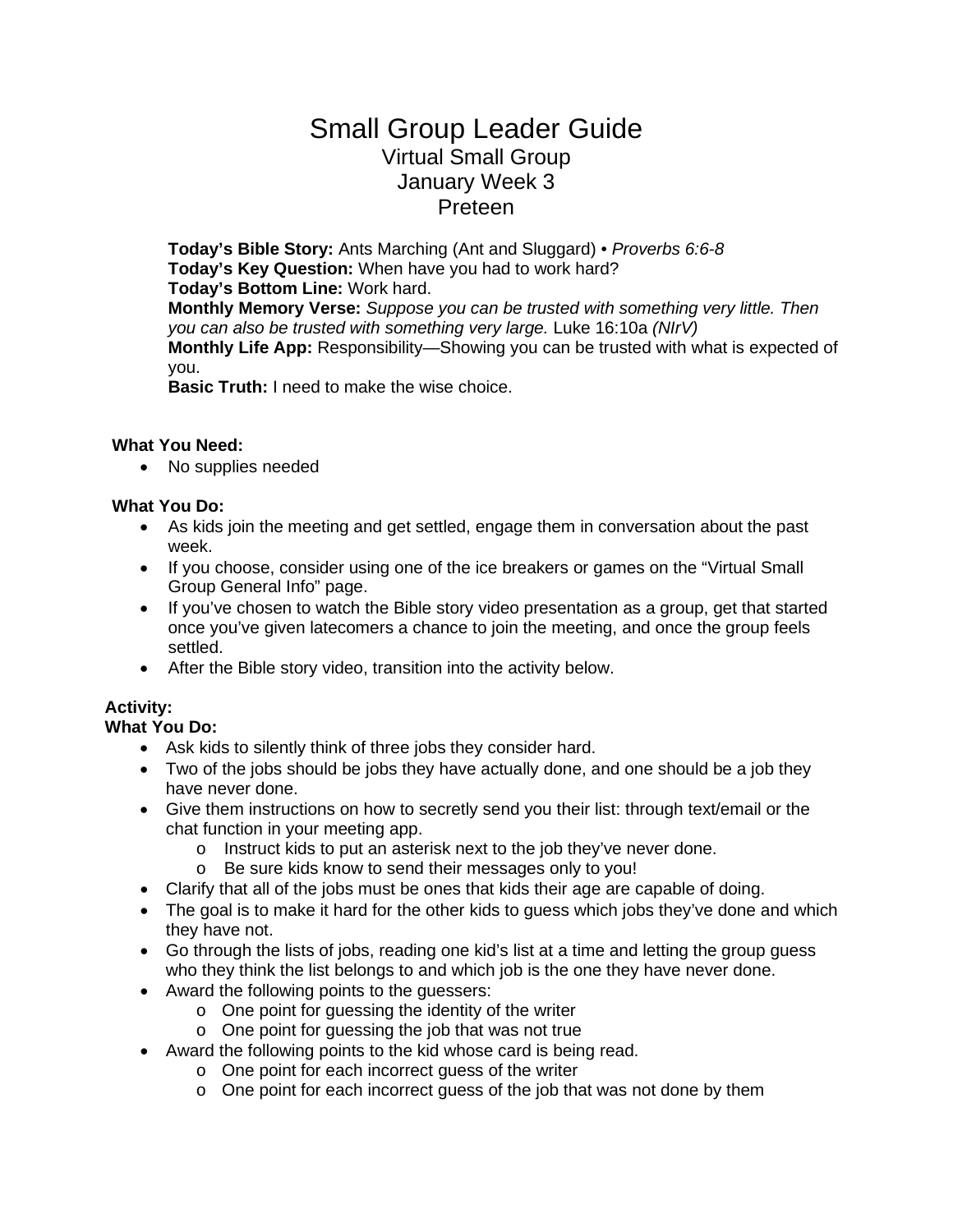# Small Group Leader Guide

## Virtual Small Group
## January Week 3
## Preteen

**Today's Bible Story:** Ants Marching (Ant and Sluggard) • *Proverbs 6:6-8*
**Today's Key Question:** When have you had to work hard?
**Today's Bottom Line:** Work hard.
**Monthly Memory Verse:** *Suppose you can be trusted with something very little. Then you can also be trusted with something very large.* Luke 16:10a *(NIrV)*
**Monthly Life App:** Responsibility—Showing you can be trusted with what is expected of you.
**Basic Truth:** I need to make the wise choice.

**What You Need:**

- No supplies needed

**What You Do:**

- As kids join the meeting and get settled, engage them in conversation about the past week.
- If you choose, consider using one of the ice breakers or games on the "Virtual Small Group General Info" page.
- If you've chosen to watch the Bible story video presentation as a group, get that started once you've given latecomers a chance to join the meeting, and once the group feels settled.
- After the Bible story video, transition into the activity below.

**Activity:**
**What You Do:**

- Ask kids to silently think of three jobs they consider hard.
- Two of the jobs should be jobs they have actually done, and one should be a job they have never done.
- Give them instructions on how to secretly send you their list: through text/email or the chat function in your meeting app.
  - Instruct kids to put an asterisk next to the job they've never done.
  - Be sure kids know to send their messages only to you!
- Clarify that all of the jobs must be ones that kids their age are capable of doing.
- The goal is to make it hard for the other kids to guess which jobs they've done and which they have not.
- Go through the lists of jobs, reading one kid's list at a time and letting the group guess who they think the list belongs to and which job is the one they have never done.
- Award the following points to the guessers:
  - One point for guessing the identity of the writer
  - One point for guessing the job that was not true
- Award the following points to the kid whose card is being read.
  - One point for each incorrect guess of the writer
  - One point for each incorrect guess of the job that was not done by them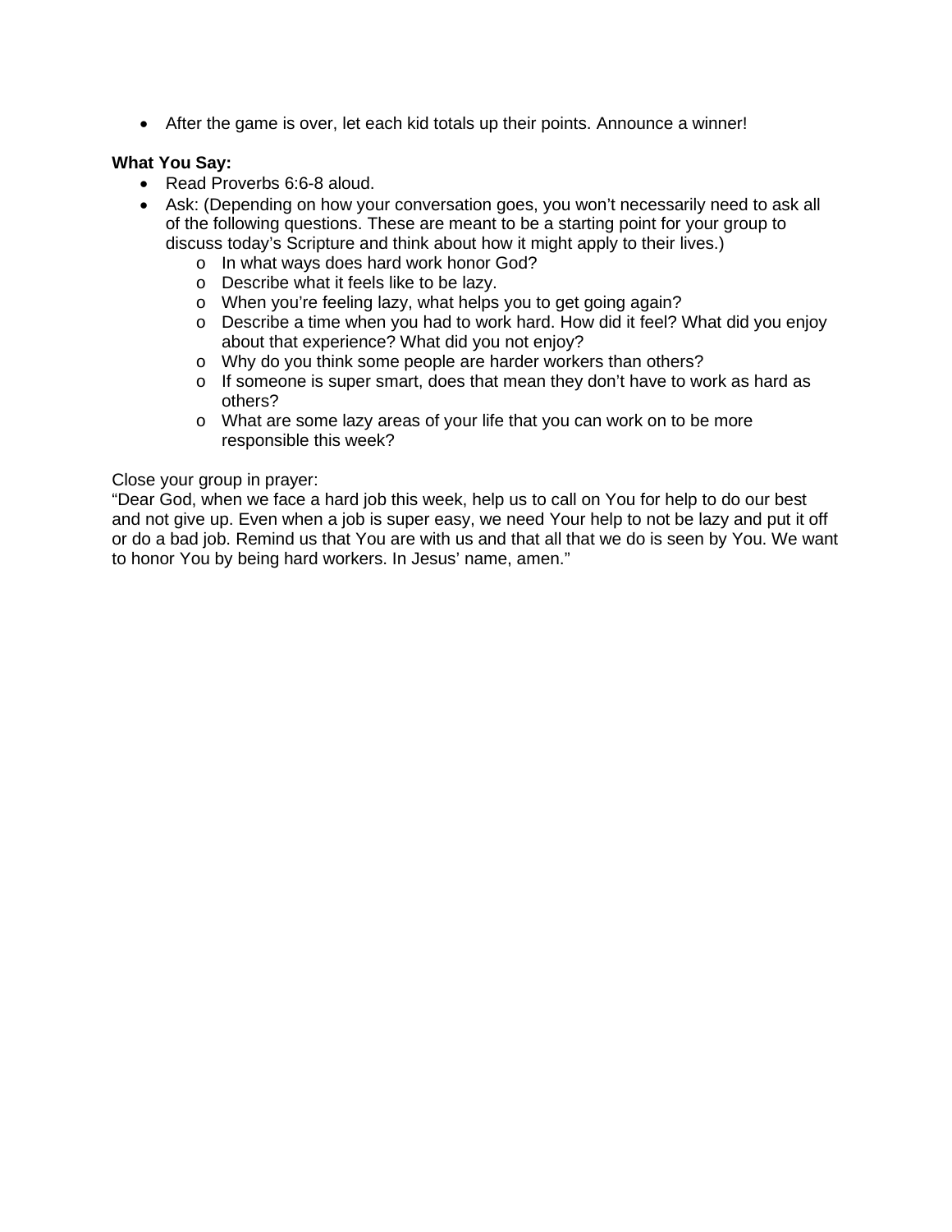- After the game is over, let each kid totals up their points. Announce a winner!

**What You Say:**

- Read Proverbs 6:6-8 aloud.
- Ask: (Depending on how your conversation goes, you won't necessarily need to ask all of the following questions. These are meant to be a starting point for your group to discuss today's Scripture and think about how it might apply to their lives.)
  - In what ways does hard work honor God?
  - Describe what it feels like to be lazy.
  - When you're feeling lazy, what helps you to get going again?
  - Describe a time when you had to work hard. How did it feel? What did you enjoy about that experience? What did you not enjoy?
  - Why do you think some people are harder workers than others?
  - If someone is super smart, does that mean they don't have to work as hard as others?
  - What are some lazy areas of your life that you can work on to be more responsible this week?

Close your group in prayer:
"Dear God, when we face a hard job this week, help us to call on You for help to do our best and not give up. Even when a job is super easy, we need Your help to not be lazy and put it off or do a bad job. Remind us that You are with us and that all that we do is seen by You. We want to honor You by being hard workers. In Jesus' name, amen."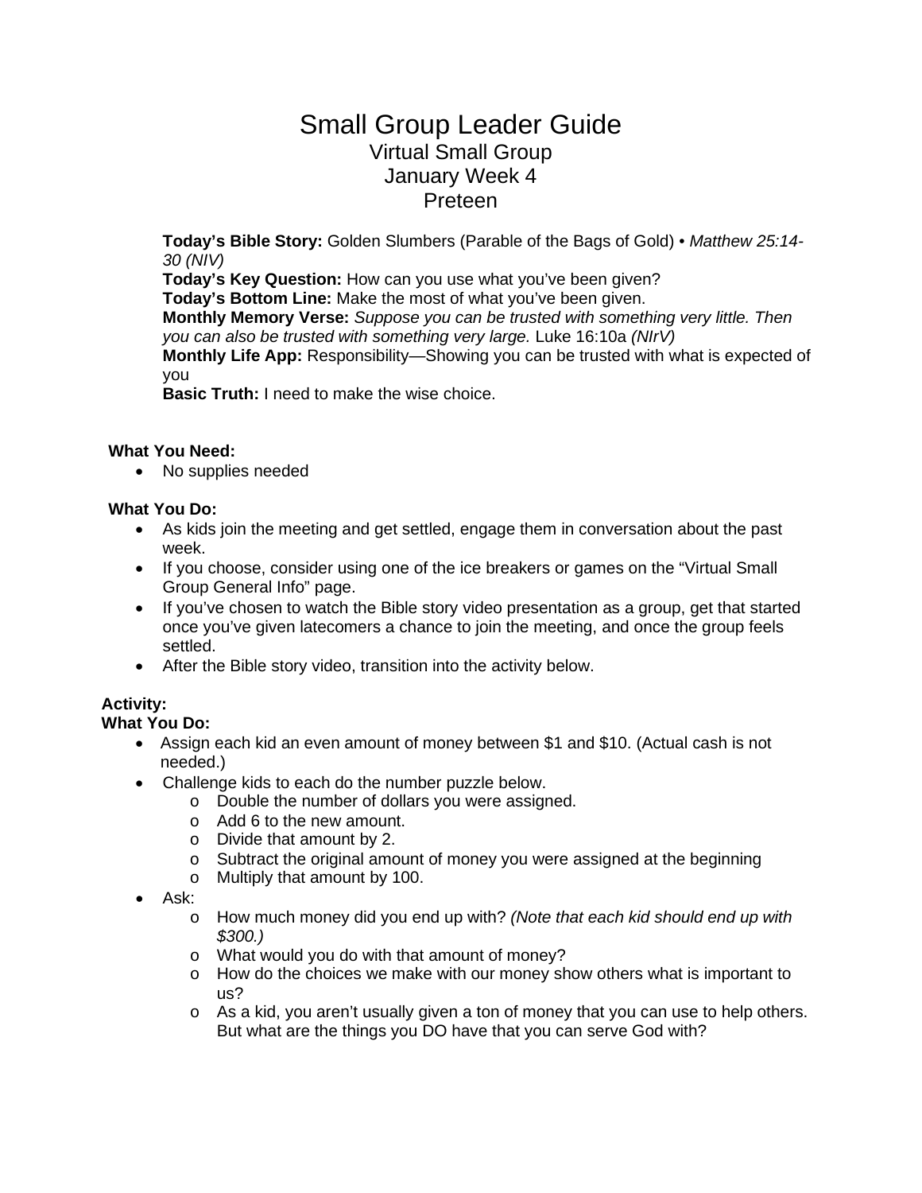# Small Group Leader Guide

## Virtual Small Group
## January Week 4
## Preteen

**Today's Bible Story:** Golden Slumbers (Parable of the Bags of Gold) • *Matthew 25:14-30 (NIV)*
**Today's Key Question:** How can you use what you've been given?
**Today's Bottom Line:** Make the most of what you've been given.
**Monthly Memory Verse:** *Suppose you can be trusted with something very little. Then you can also be trusted with something very large.* Luke 16:10a *(NIrV)*
**Monthly Life App:** Responsibility—Showing you can be trusted with what is expected of you
**Basic Truth:** I need to make the wise choice.

**What You Need:**

- No supplies needed

**What You Do:**

- As kids join the meeting and get settled, engage them in conversation about the past week.
- If you choose, consider using one of the ice breakers or games on the "Virtual Small Group General Info" page.
- If you've chosen to watch the Bible story video presentation as a group, get that started once you've given latecomers a chance to join the meeting, and once the group feels settled.
- After the Bible story video, transition into the activity below.

**Activity:**
**What You Do:**

- Assign each kid an even amount of money between $1 and $10. (Actual cash is not needed.)
- Challenge kids to each do the number puzzle below.
  - Double the number of dollars you were assigned.
  - Add 6 to the new amount.
  - Divide that amount by 2.
  - Subtract the original amount of money you were assigned at the beginning
  - Multiply that amount by 100.
- Ask:
  - How much money did you end up with? *(Note that each kid should end up with $300.)*
  - What would you do with that amount of money?
  - How do the choices we make with our money show others what is important to us?
  - As a kid, you aren't usually given a ton of money that you can use to help others. But what are the things you DO have that you can serve God with?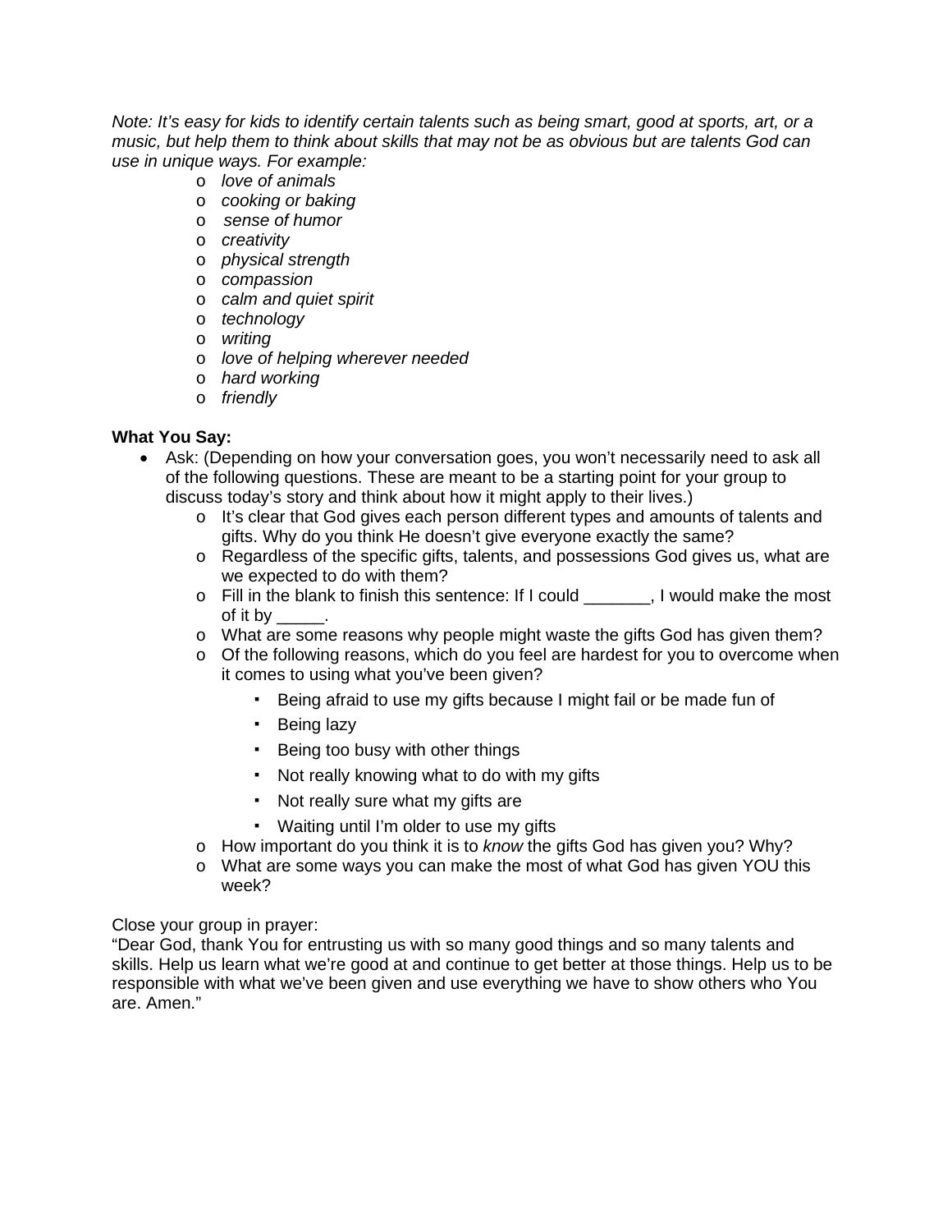*Note: It's easy for kids to identify certain talents such as being smart, good at sports, art, or a music, but help them to think about skills that may not be as obvious but are talents God can use in unique ways. For example:*

- *love of animals*
- *cooking or baking*
- *sense of humor*
- *creativity*
- *physical strength*
- *compassion*
- *calm and quiet spirit*
- *technology*
- *writing*
- *love of helping wherever needed*
- *hard working*
- *friendly*

**What You Say:**

- Ask: (Depending on how your conversation goes, you won't necessarily need to ask all of the following questions. These are meant to be a starting point for your group to discuss today's story and think about how it might apply to their lives.)
  - It's clear that God gives each person different types and amounts of talents and gifts. Why do you think He doesn't give everyone exactly the same?
  - Regardless of the specific gifts, talents, and possessions God gives us, what are we expected to do with them?
  - Fill in the blank to finish this sentence: If I could _______, I would make the most of it by _____.
  - What are some reasons why people might waste the gifts God has given them?
  - Of the following reasons, which do you feel are hardest for you to overcome when it comes to using what you've been given?
    - Being afraid to use my gifts because I might fail or be made fun of
    - Being lazy
    - Being too busy with other things
    - Not really knowing what to do with my gifts
    - Not really sure what my gifts are
    - Waiting until I'm older to use my gifts
  - How important do you think it is to *know* the gifts God has given you? Why?
  - What are some ways you can make the most of what God has given YOU this week?

Close your group in prayer:
"Dear God, thank You for entrusting us with so many good things and so many talents and skills. Help us learn what we're good at and continue to get better at those things. Help us to be responsible with what we've been given and use everything we have to show others who You are. Amen."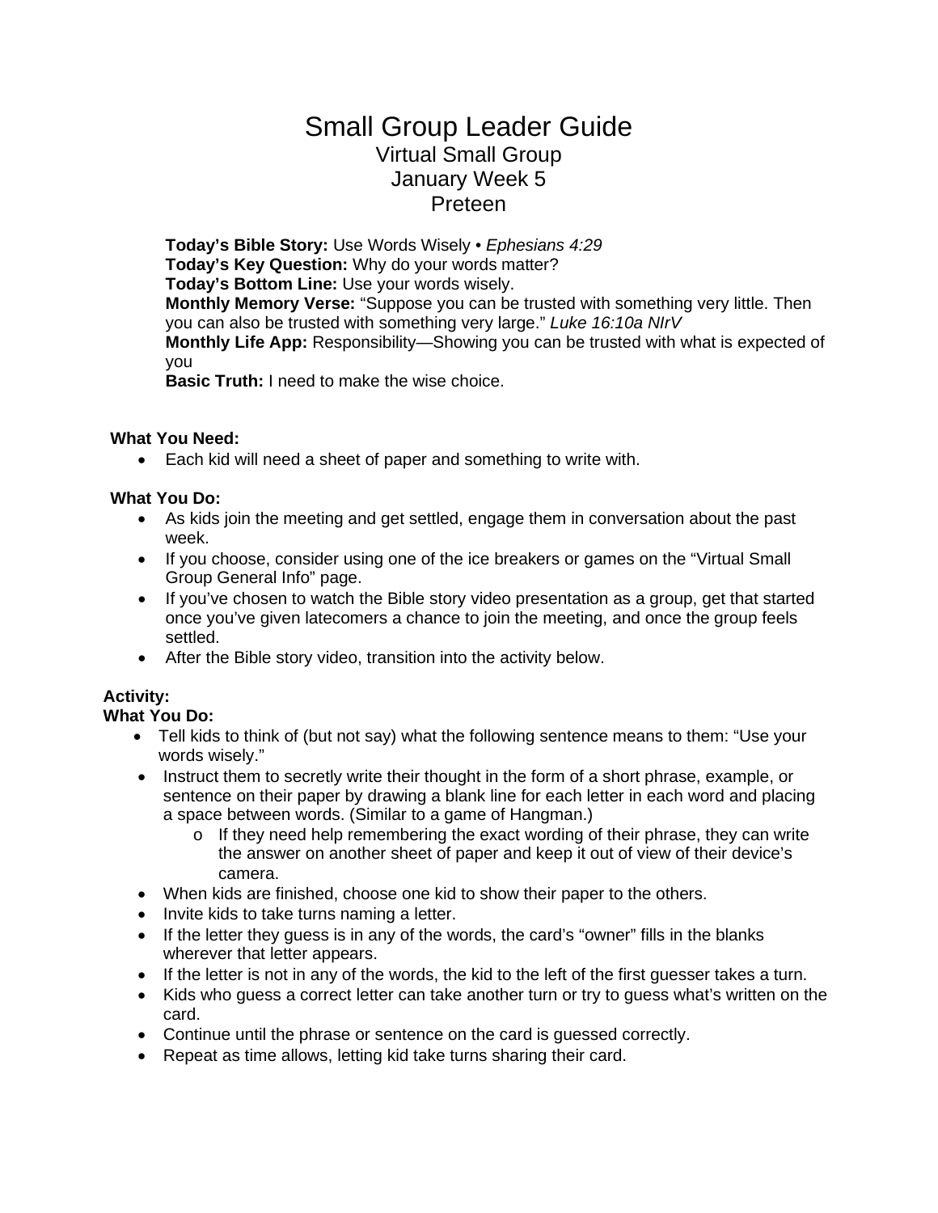# Small Group Leader Guide

## Virtual Small Group
## January Week 5
## Preteen

**Today's Bible Story:** Use Words Wisely • *Ephesians 4:29*
**Today's Key Question:** Why do your words matter?
**Today's Bottom Line:** Use your words wisely.
**Monthly Memory Verse:** "Suppose you can be trusted with something very little. Then you can also be trusted with something very large." *Luke 16:10a NIrV*
**Monthly Life App:** Responsibility—Showing you can be trusted with what is expected of you
**Basic Truth:** I need to make the wise choice.

**What You Need:**

- Each kid will need a sheet of paper and something to write with.

**What You Do:**

- As kids join the meeting and get settled, engage them in conversation about the past week.
- If you choose, consider using one of the ice breakers or games on the "Virtual Small Group General Info" page.
- If you've chosen to watch the Bible story video presentation as a group, get that started once you've given latecomers a chance to join the meeting, and once the group feels settled.
- After the Bible story video, transition into the activity below.

**Activity:**
**What You Do:**

- Tell kids to think of (but not say) what the following sentence means to them: "Use your words wisely."
- Instruct them to secretly write their thought in the form of a short phrase, example, or sentence on their paper by drawing a blank line for each letter in each word and placing a space between words. (Similar to a game of Hangman.)
  - If they need help remembering the exact wording of their phrase, they can write the answer on another sheet of paper and keep it out of view of their device's camera.
- When kids are finished, choose one kid to show their paper to the others.
- Invite kids to take turns naming a letter.
- If the letter they guess is in any of the words, the card's "owner" fills in the blanks wherever that letter appears.
- If the letter is not in any of the words, the kid to the left of the first guesser takes a turn.
- Kids who guess a correct letter can take another turn or try to guess what's written on the card.
- Continue until the phrase or sentence on the card is guessed correctly.
- Repeat as time allows, letting kid take turns sharing their card.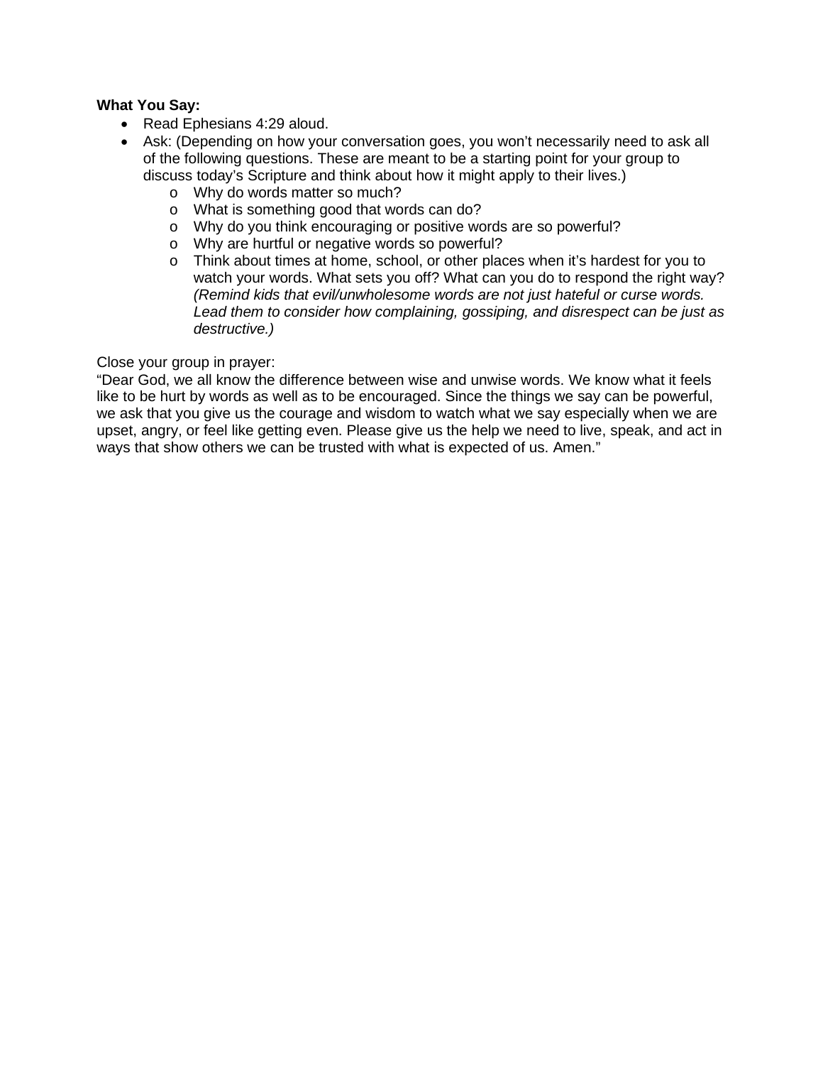**What You Say:**

- Read Ephesians 4:29 aloud.
- Ask: (Depending on how your conversation goes, you won't necessarily need to ask all of the following questions. These are meant to be a starting point for your group to discuss today's Scripture and think about how it might apply to their lives.)
  - Why do words matter so much?
  - What is something good that words can do?
  - Why do you think encouraging or positive words are so powerful?
  - Why are hurtful or negative words so powerful?
  - Think about times at home, school, or other places when it's hardest for you to watch your words. What sets you off? What can you do to respond the right way? *(Remind kids that evil/unwholesome words are not just hateful or curse words. Lead them to consider how complaining, gossiping, and disrespect can be just as destructive.)*

Close your group in prayer:

"Dear God, we all know the difference between wise and unwise words. We know what it feels like to be hurt by words as well as to be encouraged. Since the things we say can be powerful, we ask that you give us the courage and wisdom to watch what we say especially when we are upset, angry, or feel like getting even. Please give us the help we need to live, speak, and act in ways that show others we can be trusted with what is expected of us. Amen."